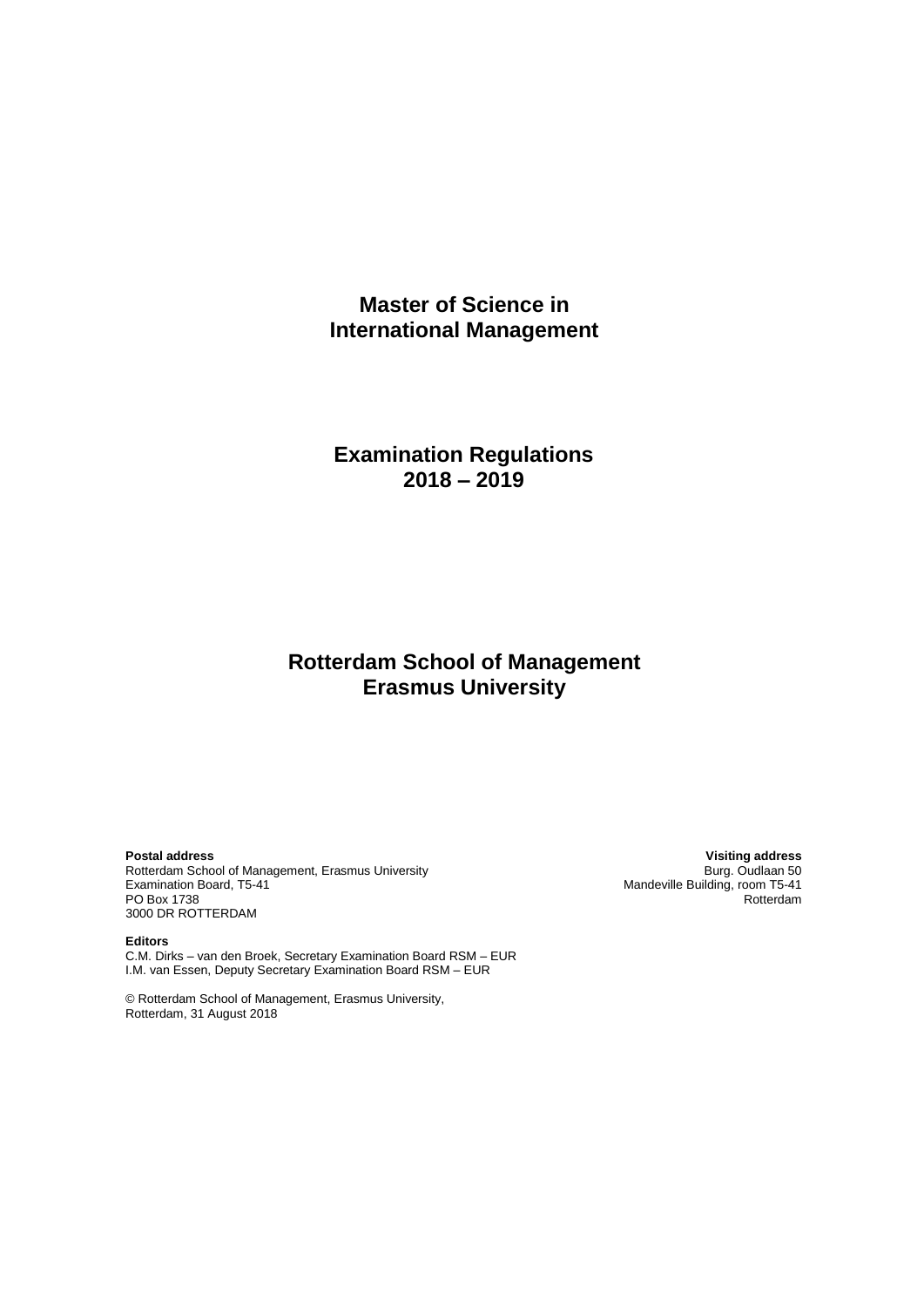# Master of Science in International Management

## Examination Regulations 2018 – 2019

## Rotterdam School of Management Erasmus University

**Postal address**
Rotterdam School of Management, Erasmus University
Examination Board, T5-41
PO Box 1738
3000 DR ROTTERDAM

**Visiting address**
Burg. Oudlaan 50
Mandeville Building, room T5-41
Rotterdam

**Editors**
C.M. Dirks – van den Broek, Secretary Examination Board RSM – EUR
I.M. van Essen, Deputy Secretary Examination Board RSM – EUR

© Rotterdam School of Management, Erasmus University,
Rotterdam, 31 August 2018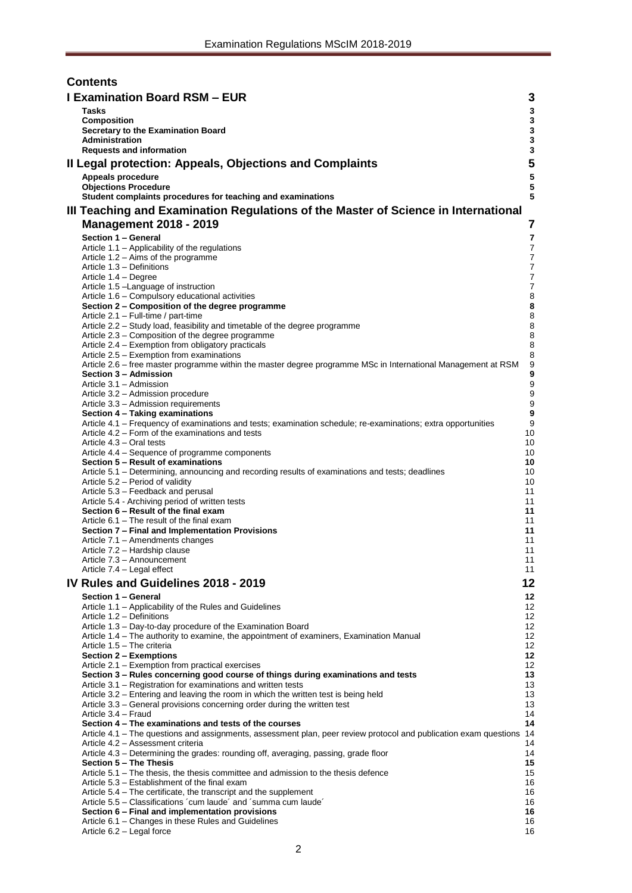## Contents

| | |
|---|---|
| **I Examination Board RSM – EUR** | **3** |
| **Tasks** | **3** |
| **Composition** | **3** |
| **Secretary to the Examination Board** | **3** |
| **Administration** | **3** |
| **Requests and information** | **3** |
| **II Legal protection: Appeals, Objections and Complaints** | **5** |
| **Appeals procedure** | **5** |
| **Objections Procedure** | **5** |
| **Student complaints procedures for teaching and examinations** | **5** |
| **III Teaching and Examination Regulations of the Master of Science in International Management 2018 - 2019** | **7** |
| **Section 1 – General** | **7** |
| Article 1.1 – Applicability of the regulations | 7 |
| Article 1.2 – Aims of the programme | 7 |
| Article 1.3 – Definitions | 7 |
| Article 1.4 – Degree | 7 |
| Article 1.5 –Language of instruction | 7 |
| Article 1.6 – Compulsory educational activities | 8 |
| **Section 2 – Composition of the degree programme** | **8** |
| Article 2.1 – Full-time / part-time | 8 |
| Article 2.2 – Study load, feasibility and timetable of the degree programme | 8 |
| Article 2.3 – Composition of the degree programme | 8 |
| Article 2.4 – Exemption from obligatory practicals | 8 |
| Article 2.5 – Exemption from examinations | 8 |
| Article 2.6 – free master programme within the master degree programme MSc in International Management at RSM | 9 |
| **Section 3 – Admission** | **9** |
| Article 3.1 – Admission | 9 |
| Article 3.2 – Admission procedure | 9 |
| Article 3.3 – Admission requirements | 9 |
| **Section 4 – Taking examinations** | **9** |
| Article 4.1 – Frequency of examinations and tests; examination schedule; re-examinations; extra opportunities | 9 |
| Article 4.2 – Form of the examinations and tests | 10 |
| Article 4.3 – Oral tests | 10 |
| Article 4.4 – Sequence of programme components | 10 |
| **Section 5 – Result of examinations** | **10** |
| Article 5.1 – Determining, announcing and recording results of examinations and tests; deadlines | 10 |
| Article 5.2 – Period of validity | 10 |
| Article 5.3 – Feedback and perusal | 11 |
| Article 5.4 - Archiving period of written tests | 11 |
| **Section 6 – Result of the final exam** | **11** |
| Article 6.1 – The result of the final exam | 11 |
| **Section 7 – Final and Implementation Provisions** | **11** |
| Article 7.1 – Amendments changes | 11 |
| Article 7.2 – Hardship clause | 11 |
| Article 7.3 – Announcement | 11 |
| Article 7.4 – Legal effect | 11 |
| **IV Rules and Guidelines 2018 - 2019** | **12** |
| **Section 1 – General** | **12** |
| Article 1.1 – Applicability of the Rules and Guidelines | 12 |
| Article 1.2 – Definitions | 12 |
| Article 1.3 – Day-to-day procedure of the Examination Board | 12 |
| Article 1.4 – The authority to examine, the appointment of examiners, Examination Manual | 12 |
| Article 1.5 – The criteria | 12 |
| **Section 2 – Exemptions** | **12** |
| Article 2.1 – Exemption from practical exercises | 12 |
| **Section 3 – Rules concerning good course of things during examinations and tests** | **13** |
| Article 3.1 – Registration for examinations and written tests | 13 |
| Article 3.2 – Entering and leaving the room in which the written test is being held | 13 |
| Article 3.3 – General provisions concerning order during the written test | 13 |
| Article 3.4 – Fraud | 14 |
| **Section 4 – The examinations and tests of the courses** | **14** |
| Article 4.1 – The questions and assignments, assessment plan, peer review protocol and publication exam questions | 14 |
| Article 4.2 – Assessment criteria | 14 |
| Article 4.3 – Determining the grades: rounding off, averaging, passing, grade floor | 14 |
| **Section 5 – The Thesis** | **15** |
| Article 5.1 – The thesis, the thesis committee and admission to the thesis defence | 15 |
| Article 5.3 – Establishment of the final exam | 16 |
| Article 5.4 – The certificate, the transcript and the supplement | 16 |
| Article 5.5 – Classifications ´cum laude´ and ´summa cum laude´ | 16 |
| **Section 6 – Final and implementation provisions** | **16** |
| Article 6.1 – Changes in these Rules and Guidelines | 16 |
| Article 6.2 – Legal force | 16 |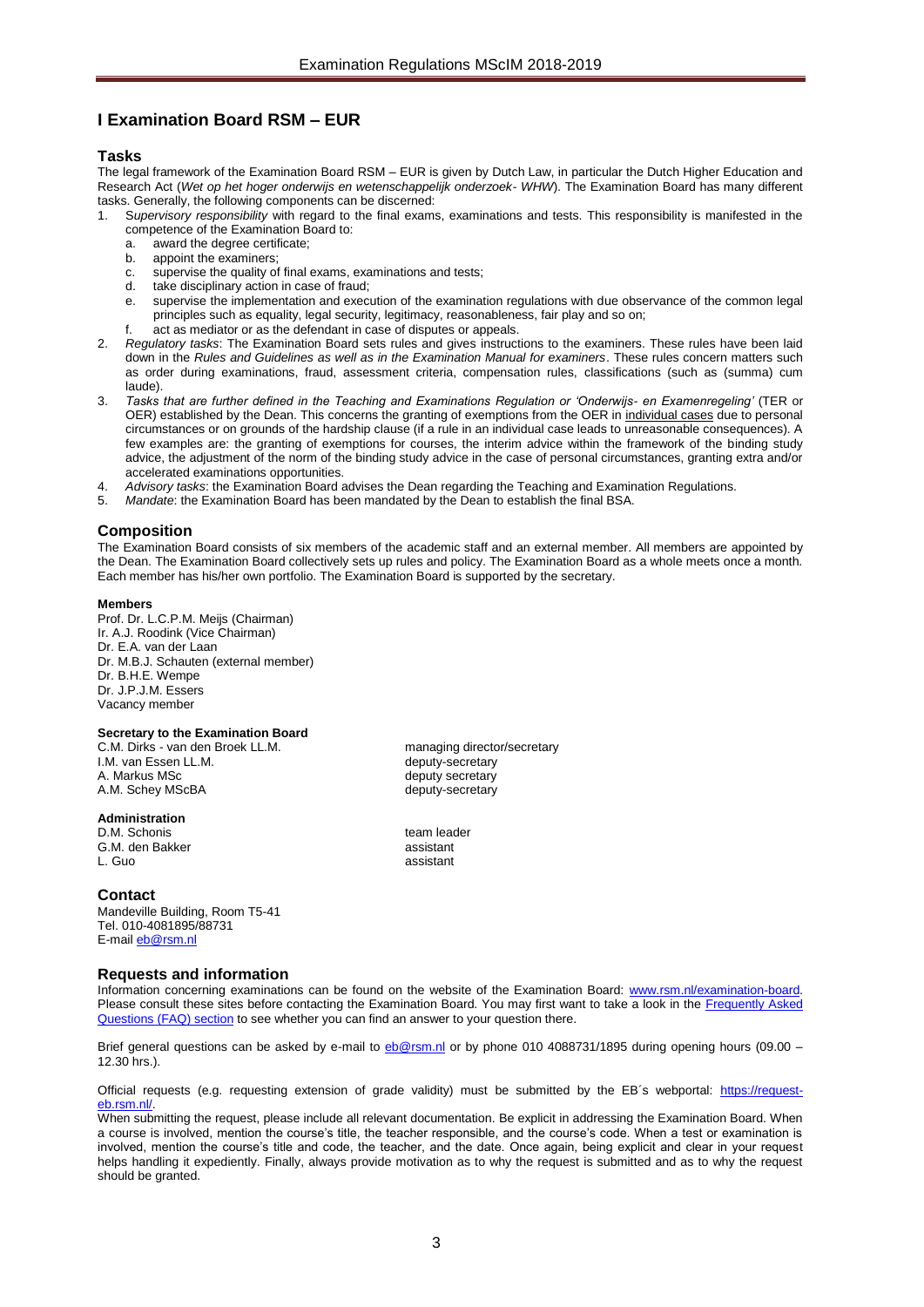# I Examination Board RSM – EUR

## Tasks

The legal framework of the Examination Board RSM – EUR is given by Dutch Law, in particular the Dutch Higher Education and Research Act (*Wet op het hoger onderwijs en wetenschappelijk onderzoek- WHW*). The Examination Board has many different tasks. Generally, the following components can be discerned:

1. S*upervisory responsibility* with regard to the final exams, examinations and tests. This responsibility is manifested in the competence of the Examination Board to:
   a. award the degree certificate;
   b. appoint the examiners;
   c. supervise the quality of final exams, examinations and tests;
   d. take disciplinary action in case of fraud;
   e. supervise the implementation and execution of the examination regulations with due observance of the common legal principles such as equality, legal security, legitimacy, reasonableness, fair play and so on;
   f. act as mediator or as the defendant in case of disputes or appeals.
2. *Regulatory tasks*: The Examination Board sets rules and gives instructions to the examiners. These rules have been laid down in the *Rules and Guidelines as well as in the Examination Manual for examiners*. These rules concern matters such as order during examinations, fraud, assessment criteria, compensation rules, classifications (such as (summa) cum laude).
3. *Tasks that are further defined in the Teaching and Examinations Regulation or 'Onderwijs- en Examenregeling'* (TER or OER) established by the Dean. This concerns the granting of exemptions from the OER in individual cases due to personal circumstances or on grounds of the hardship clause (if a rule in an individual case leads to unreasonable consequences). A few examples are: the granting of exemptions for courses, the interim advice within the framework of the binding study advice, the adjustment of the norm of the binding study advice in the case of personal circumstances, granting extra and/or accelerated examinations opportunities.
4. *Advisory tasks*: the Examination Board advises the Dean regarding the Teaching and Examination Regulations.
5. *Mandate*: the Examination Board has been mandated by the Dean to establish the final BSA.

## Composition

The Examination Board consists of six members of the academic staff and an external member. All members are appointed by the Dean. The Examination Board collectively sets up rules and policy. The Examination Board as a whole meets once a month. Each member has his/her own portfolio. The Examination Board is supported by the secretary.

**Members**

Prof. Dr. L.C.P.M. Meijs (Chairman)
Ir. A.J. Roodink (Vice Chairman)
Dr. E.A. van der Laan
Dr. M.B.J. Schauten (external member)
Dr. B.H.E. Wempe
Dr. J.P.J.M. Essers
Vacancy member

**Secretary to the Examination Board**

| | |
|---|---|
| C.M. Dirks - van den Broek LL.M. | managing director/secretary |
| I.M. van Essen LL.M. | deputy-secretary |
| A. Markus MSc | deputy secretary |
| A.M. Schey MScBA | deputy-secretary |

**Administration**

| | |
|---|---|
| D.M. Schonis | team leader |
| G.M. den Bakker | assistant |
| L. Guo | assistant |

## Contact

Mandeville Building, Room T5-41
Tel. 010-4081895/88731
E-mail eb@rsm.nl

## Requests and information

Information concerning examinations can be found on the website of the Examination Board: www.rsm.nl/examination-board. Please consult these sites before contacting the Examination Board. You may first want to take a look in the Frequently Asked Questions (FAQ) section to see whether you can find an answer to your question there.

Brief general questions can be asked by e-mail to eb@rsm.nl or by phone 010 4088731/1895 during opening hours (09.00 – 12.30 hrs.).

Official requests (e.g. requesting extension of grade validity) must be submitted by the EB´s webportal: https://request-eb.rsm.nl/.

When submitting the request, please include all relevant documentation. Be explicit in addressing the Examination Board. When a course is involved, mention the course's title, the teacher responsible, and the course's code. When a test or examination is involved, mention the course's title and code, the teacher, and the date. Once again, being explicit and clear in your request helps handling it expediently. Finally, always provide motivation as to why the request is submitted and as to why the request should be granted.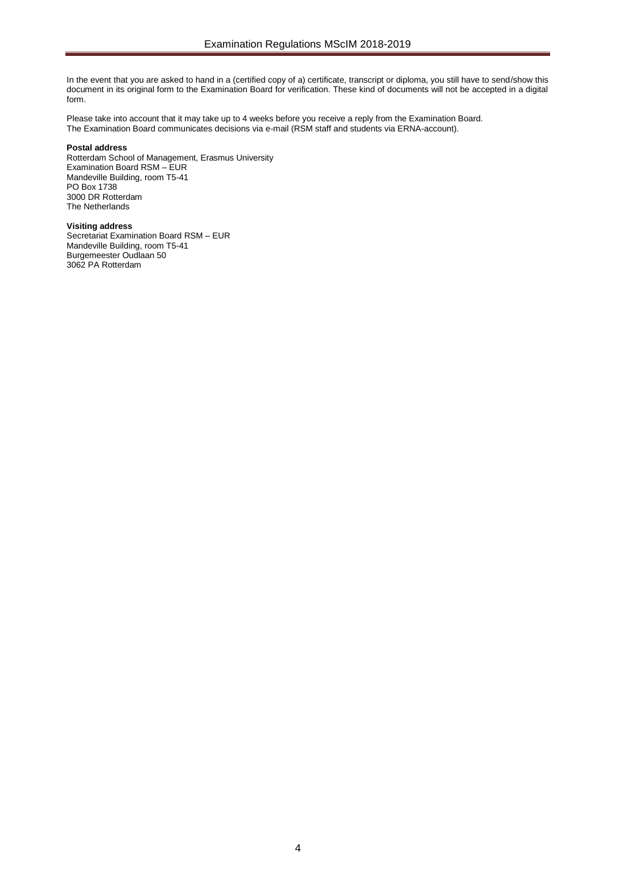In the event that you are asked to hand in a (certified copy of a) certificate, transcript or diploma, you still have to send/show this document in its original form to the Examination Board for verification. These kind of documents will not be accepted in a digital form.

Please take into account that it may take up to 4 weeks before you receive a reply from the Examination Board.
The Examination Board communicates decisions via e-mail (RSM staff and students via ERNA-account).

**Postal address**
Rotterdam School of Management, Erasmus University
Examination Board RSM – EUR
Mandeville Building, room T5-41
PO Box 1738
3000 DR Rotterdam
The Netherlands

**Visiting address**
Secretariat Examination Board RSM – EUR
Mandeville Building, room T5-41
Burgemeester Oudlaan 50
3062 PA Rotterdam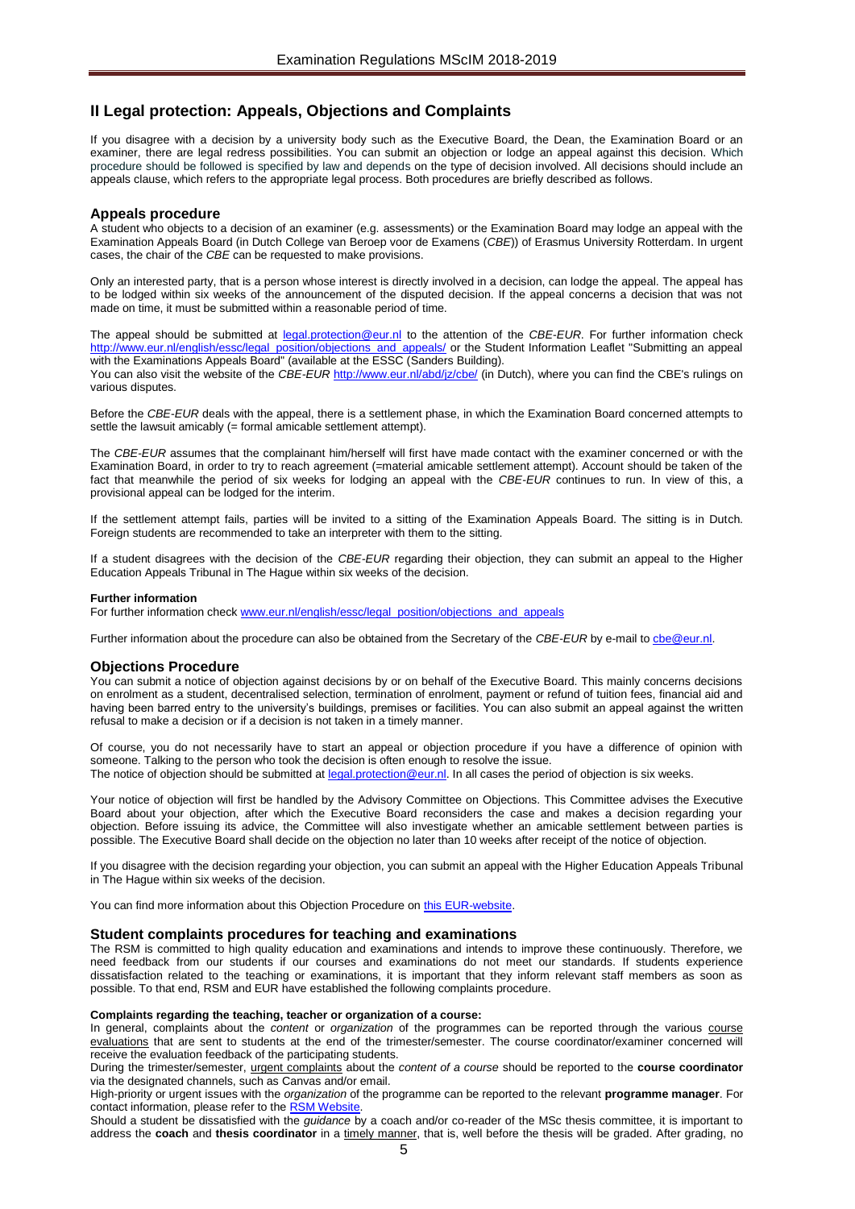## II Legal protection: Appeals, Objections and Complaints

If you disagree with a decision by a university body such as the Executive Board, the Dean, the Examination Board or an examiner, there are legal redress possibilities. You can submit an objection or lodge an appeal against this decision. Which procedure should be followed is specified by law and depends on the type of decision involved. All decisions should include an appeals clause, which refers to the appropriate legal process. Both procedures are briefly described as follows.

### Appeals procedure

A student who objects to a decision of an examiner (e.g. assessments) or the Examination Board may lodge an appeal with the Examination Appeals Board (in Dutch College van Beroep voor de Examens (*CBE*)) of Erasmus University Rotterdam. In urgent cases, the chair of the *CBE* can be requested to make provisions.

Only an interested party, that is a person whose interest is directly involved in a decision, can lodge the appeal. The appeal has to be lodged within six weeks of the announcement of the disputed decision. If the appeal concerns a decision that was not made on time, it must be submitted within a reasonable period of time.

The appeal should be submitted at legal.protection@eur.nl to the attention of the *CBE-EUR*. For further information check http://www.eur.nl/english/essc/legal_position/objections_and_appeals/ or the Student Information Leaflet "Submitting an appeal with the Examinations Appeals Board" (available at the ESSC (Sanders Building).
You can also visit the website of the *CBE-EUR* http://www.eur.nl/abd/jz/cbe/ (in Dutch), where you can find the CBE's rulings on various disputes.

Before the *CBE-EUR* deals with the appeal, there is a settlement phase, in which the Examination Board concerned attempts to settle the lawsuit amicably (= formal amicable settlement attempt).

The *CBE-EUR* assumes that the complainant him/herself will first have made contact with the examiner concerned or with the Examination Board, in order to try to reach agreement (=material amicable settlement attempt). Account should be taken of the fact that meanwhile the period of six weeks for lodging an appeal with the *CBE-EUR* continues to run. In view of this, a provisional appeal can be lodged for the interim.

If the settlement attempt fails, parties will be invited to a sitting of the Examination Appeals Board. The sitting is in Dutch. Foreign students are recommended to take an interpreter with them to the sitting.

If a student disagrees with the decision of the *CBE-EUR* regarding their objection, they can submit an appeal to the Higher Education Appeals Tribunal in The Hague within six weeks of the decision.

**Further information**
For further information check www.eur.nl/english/essc/legal_position/objections_and_appeals

Further information about the procedure can also be obtained from the Secretary of the *CBE-EUR* by e-mail to cbe@eur.nl.

### Objections Procedure

You can submit a notice of objection against decisions by or on behalf of the Executive Board. This mainly concerns decisions on enrolment as a student, decentralised selection, termination of enrolment, payment or refund of tuition fees, financial aid and having been barred entry to the university's buildings, premises or facilities. You can also submit an appeal against the written refusal to make a decision or if a decision is not taken in a timely manner.

Of course, you do not necessarily have to start an appeal or objection procedure if you have a difference of opinion with someone. Talking to the person who took the decision is often enough to resolve the issue.
The notice of objection should be submitted at legal.protection@eur.nl. In all cases the period of objection is six weeks.

Your notice of objection will first be handled by the Advisory Committee on Objections. This Committee advises the Executive Board about your objection, after which the Executive Board reconsiders the case and makes a decision regarding your objection. Before issuing its advice, the Committee will also investigate whether an amicable settlement between parties is possible. The Executive Board shall decide on the objection no later than 10 weeks after receipt of the notice of objection.

If you disagree with the decision regarding your objection, you can submit an appeal with the Higher Education Appeals Tribunal in The Hague within six weeks of the decision.

You can find more information about this Objection Procedure on this EUR-website.

### Student complaints procedures for teaching and examinations

The RSM is committed to high quality education and examinations and intends to improve these continuously. Therefore, we need feedback from our students if our courses and examinations do not meet our standards. If students experience dissatisfaction related to the teaching or examinations, it is important that they inform relevant staff members as soon as possible. To that end, RSM and EUR have established the following complaints procedure.

**Complaints regarding the teaching, teacher or organization of a course:**
In general, complaints about the *content* or *organization* of the programmes can be reported through the various course evaluations that are sent to students at the end of the trimester/semester. The course coordinator/examiner concerned will receive the evaluation feedback of the participating students.
During the trimester/semester, urgent complaints about the *content of a course* should be reported to the **course coordinator** via the designated channels, such as Canvas and/or email.
High-priority or urgent issues with the *organization* of the programme can be reported to the relevant **programme manager**. For contact information, please refer to the RSM Website.
Should a student be dissatisfied with the *guidance* by a coach and/or co-reader of the MSc thesis committee, it is important to address the **coach** and **thesis coordinator** in a timely manner, that is, well before the thesis will be graded. After grading, no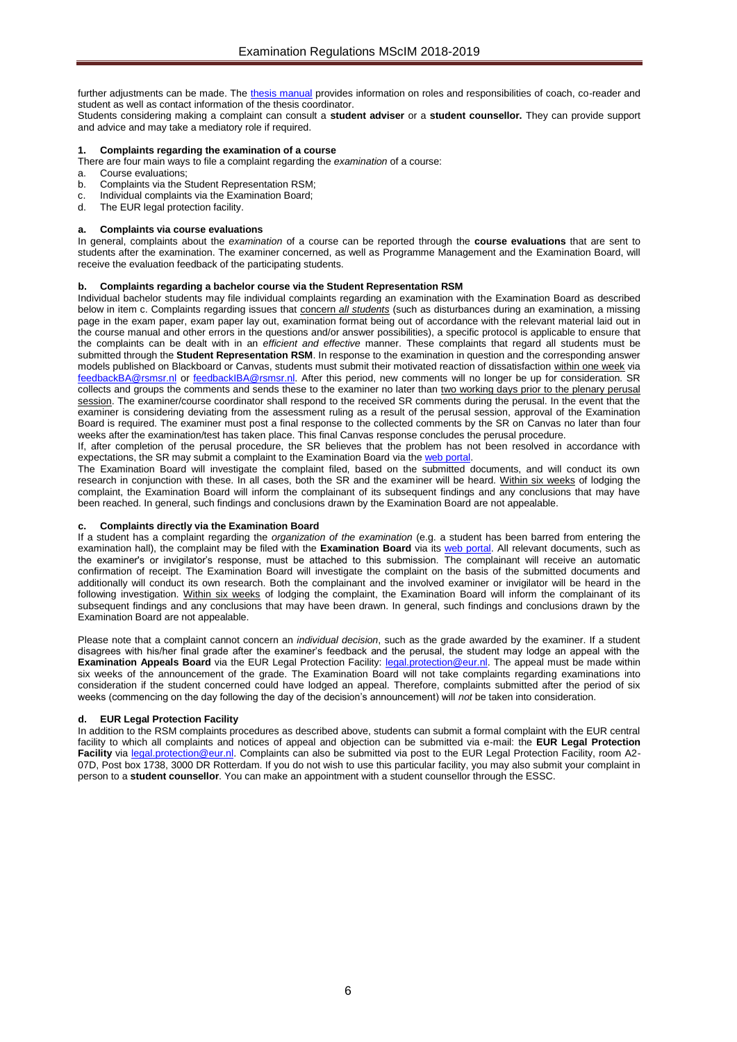further adjustments can be made. The thesis manual provides information on roles and responsibilities of coach, co-reader and student as well as contact information of the thesis coordinator.

Students considering making a complaint can consult a **student adviser** or a **student counsellor.** They can provide support and advice and may take a mediatory role if required.

### 1. Complaints regarding the examination of a course

There are four main ways to file a complaint regarding the *examination* of a course:

a. Course evaluations;
b. Complaints via the Student Representation RSM;
c. Individual complaints via the Examination Board;
d. The EUR legal protection facility.

#### a. Complaints via course evaluations

In general, complaints about the *examination* of a course can be reported through the **course evaluations** that are sent to students after the examination. The examiner concerned, as well as Programme Management and the Examination Board, will receive the evaluation feedback of the participating students.

#### b. Complaints regarding a bachelor course via the Student Representation RSM

Individual bachelor students may file individual complaints regarding an examination with the Examination Board as described below in item c. Complaints regarding issues that concern *all students* (such as disturbances during an examination, a missing page in the exam paper, exam paper lay out, examination format being out of accordance with the relevant material laid out in the course manual and other errors in the questions and/or answer possibilities), a specific protocol is applicable to ensure that the complaints can be dealt with in an *efficient and effective* manner. These complaints that regard all students must be submitted through the **Student Representation RSM**. In response to the examination in question and the corresponding answer models published on Blackboard or Canvas, students must submit their motivated reaction of dissatisfaction within one week via feedbackBA@rsmsr.nl or feedbackIBA@rsmsr.nl. After this period, new comments will no longer be up for consideration. SR collects and groups the comments and sends these to the examiner no later than two working days prior to the plenary perusal session. The examiner/course coordinator shall respond to the received SR comments during the perusal. In the event that the examiner is considering deviating from the assessment ruling as a result of the perusal session, approval of the Examination Board is required. The examiner must post a final response to the collected comments by the SR on Canvas no later than four weeks after the examination/test has taken place. This final Canvas response concludes the perusal procedure.

If, after completion of the perusal procedure, the SR believes that the problem has not been resolved in accordance with expectations, the SR may submit a complaint to the Examination Board via the web portal.

The Examination Board will investigate the complaint filed, based on the submitted documents, and will conduct its own research in conjunction with these. In all cases, both the SR and the examiner will be heard. Within six weeks of lodging the complaint, the Examination Board will inform the complainant of its subsequent findings and any conclusions that may have been reached. In general, such findings and conclusions drawn by the Examination Board are not appealable.

#### c. Complaints directly via the Examination Board

If a student has a complaint regarding the *organization of the examination* (e.g. a student has been barred from entering the examination hall), the complaint may be filed with the **Examination Board** via its web portal. All relevant documents, such as the examiner's or invigilator's response, must be attached to this submission. The complainant will receive an automatic confirmation of receipt. The Examination Board will investigate the complaint on the basis of the submitted documents and additionally will conduct its own research. Both the complainant and the involved examiner or invigilator will be heard in the following investigation. Within six weeks of lodging the complaint, the Examination Board will inform the complainant of its subsequent findings and any conclusions that may have been drawn. In general, such findings and conclusions drawn by the Examination Board are not appealable.

Please note that a complaint cannot concern an *individual decision*, such as the grade awarded by the examiner. If a student disagrees with his/her final grade after the examiner's feedback and the perusal, the student may lodge an appeal with the **Examination Appeals Board** via the EUR Legal Protection Facility: legal.protection@eur.nl. The appeal must be made within six weeks of the announcement of the grade. The Examination Board will not take complaints regarding examinations into consideration if the student concerned could have lodged an appeal. Therefore, complaints submitted after the period of six weeks (commencing on the day following the day of the decision's announcement) will *not* be taken into consideration.

#### d. EUR Legal Protection Facility

In addition to the RSM complaints procedures as described above, students can submit a formal complaint with the EUR central facility to which all complaints and notices of appeal and objection can be submitted via e-mail: the **EUR Legal Protection Facility** via legal.protection@eur.nl. Complaints can also be submitted via post to the EUR Legal Protection Facility, room A2-07D, Post box 1738, 3000 DR Rotterdam. If you do not wish to use this particular facility, you may also submit your complaint in person to a **student counsellor**. You can make an appointment with a student counsellor through the ESSC.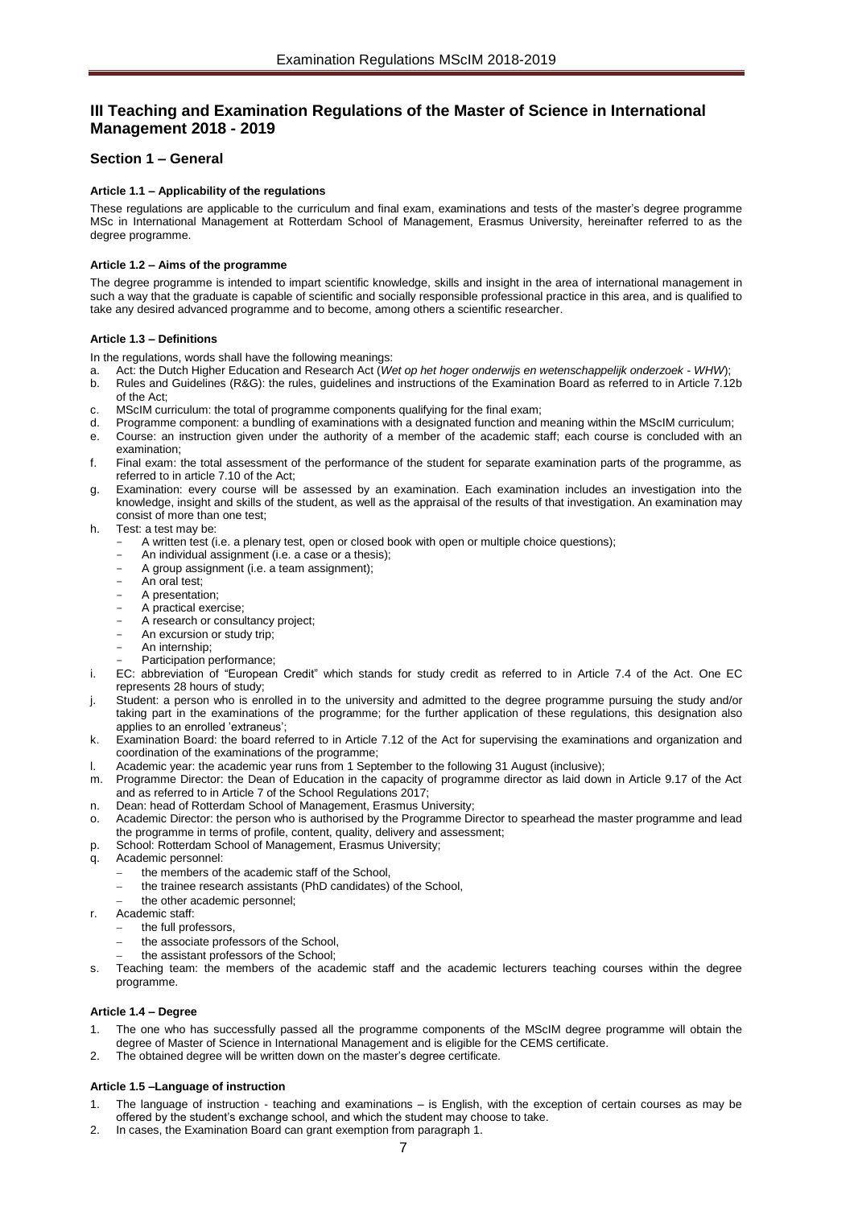## III Teaching and Examination Regulations of the Master of Science in International Management 2018 - 2019

### Section 1 – General

#### Article 1.1 – Applicability of the regulations

These regulations are applicable to the curriculum and final exam, examinations and tests of the master's degree programme MSc in International Management at Rotterdam School of Management, Erasmus University, hereinafter referred to as the degree programme.

#### Article 1.2 – Aims of the programme

The degree programme is intended to impart scientific knowledge, skills and insight in the area of international management in such a way that the graduate is capable of scientific and socially responsible professional practice in this area, and is qualified to take any desired advanced programme and to become, among others a scientific researcher.

#### Article 1.3 – Definitions

In the regulations, words shall have the following meanings:

a. Act: the Dutch Higher Education and Research Act (*Wet op het hoger onderwijs en wetenschappelijk onderzoek - WHW*);
b. Rules and Guidelines (R&G): the rules, guidelines and instructions of the Examination Board as referred to in Article 7.12b of the Act;
c. MScIM curriculum: the total of programme components qualifying for the final exam;
d. Programme component: a bundling of examinations with a designated function and meaning within the MScIM curriculum;
e. Course: an instruction given under the authority of a member of the academic staff; each course is concluded with an examination;
f. Final exam: the total assessment of the performance of the student for separate examination parts of the programme, as referred to in article 7.10 of the Act;
g. Examination: every course will be assessed by an examination. Each examination includes an investigation into the knowledge, insight and skills of the student, as well as the appraisal of the results of that investigation. An examination may consist of more than one test;
h. Test: a test may be:
   - A written test (i.e. a plenary test, open or closed book with open or multiple choice questions);
   - An individual assignment (i.e. a case or a thesis);
   - A group assignment (i.e. a team assignment);
   - An oral test;
   - A presentation;
   - A practical exercise;
   - A research or consultancy project;
   - An excursion or study trip;
   - An internship;
   - Participation performance;
i. EC: abbreviation of "European Credit" which stands for study credit as referred to in Article 7.4 of the Act. One EC represents 28 hours of study;
j. Student: a person who is enrolled in to the university and admitted to the degree programme pursuing the study and/or taking part in the examinations of the programme; for the further application of these regulations, this designation also applies to an enrolled 'extraneus';
k. Examination Board: the board referred to in Article 7.12 of the Act for supervising the examinations and organization and coordination of the examinations of the programme;
l. Academic year: the academic year runs from 1 September to the following 31 August (inclusive);
m. Programme Director: the Dean of Education in the capacity of programme director as laid down in Article 9.17 of the Act and as referred to in Article 7 of the School Regulations 2017;
n. Dean: head of Rotterdam School of Management, Erasmus University;
o. Academic Director: the person who is authorised by the Programme Director to spearhead the master programme and lead the programme in terms of profile, content, quality, delivery and assessment;
p. School: Rotterdam School of Management, Erasmus University;
q. Academic personnel:
   - the members of the academic staff of the School,
   - the trainee research assistants (PhD candidates) of the School,
   - the other academic personnel;
r. Academic staff:
   - the full professors,
   - the associate professors of the School,
   - the assistant professors of the School;
s. Teaching team: the members of the academic staff and the academic lecturers teaching courses within the degree programme.

#### Article 1.4 – Degree

1. The one who has successfully passed all the programme components of the MScIM degree programme will obtain the degree of Master of Science in International Management and is eligible for the CEMS certificate.
2. The obtained degree will be written down on the master's degree certificate.

#### Article 1.5 –Language of instruction

1. The language of instruction - teaching and examinations – is English, with the exception of certain courses as may be offered by the student's exchange school, and which the student may choose to take.
2. In cases, the Examination Board can grant exemption from paragraph 1.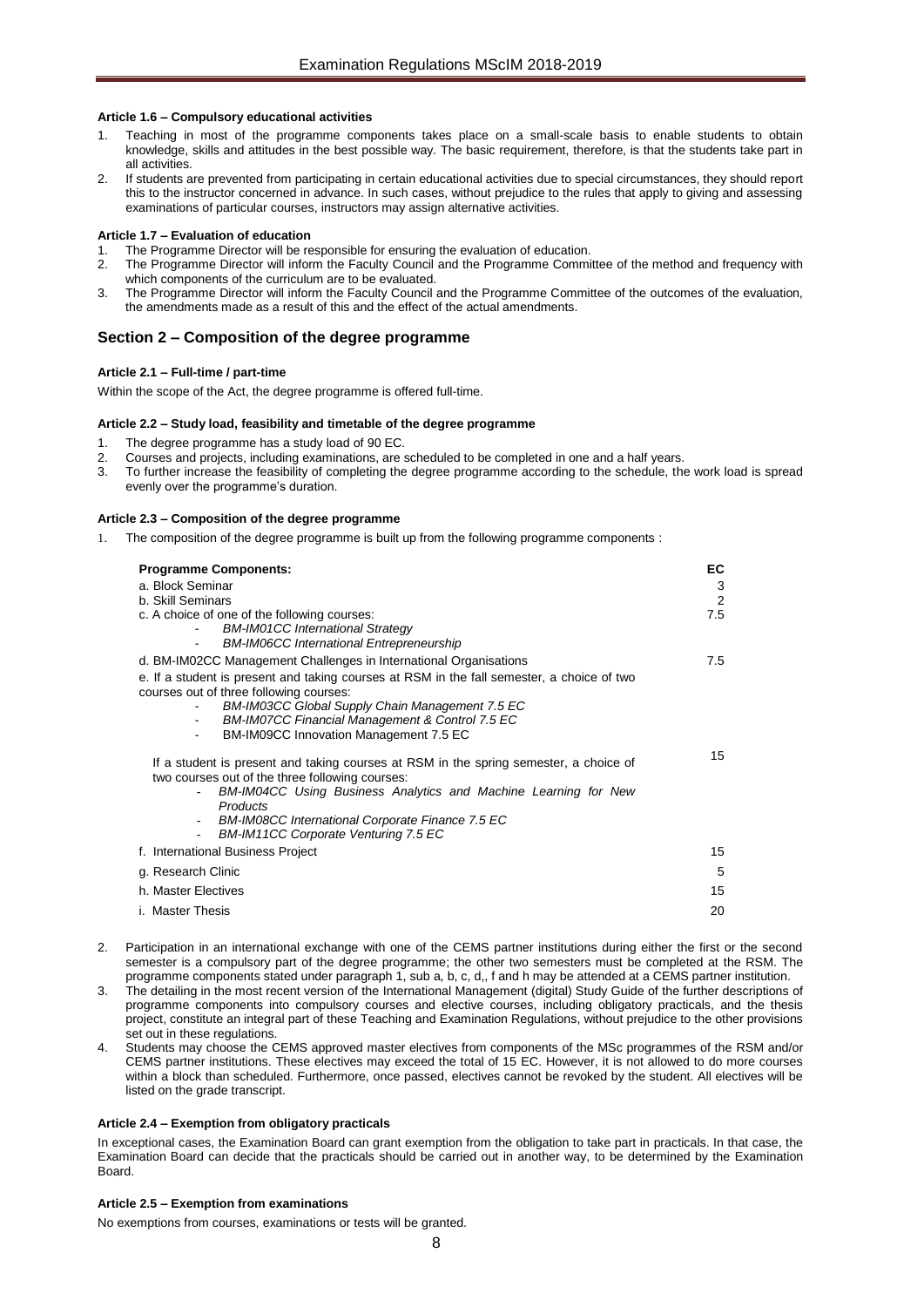#### Article 1.6 – Compulsory educational activities

1. Teaching in most of the programme components takes place on a small-scale basis to enable students to obtain knowledge, skills and attitudes in the best possible way. The basic requirement, therefore, is that the students take part in all activities.
2. If students are prevented from participating in certain educational activities due to special circumstances, they should report this to the instructor concerned in advance. In such cases, without prejudice to the rules that apply to giving and assessing examinations of particular courses, instructors may assign alternative activities.

#### Article 1.7 – Evaluation of education

1. The Programme Director will be responsible for ensuring the evaluation of education.
2. The Programme Director will inform the Faculty Council and the Programme Committee of the method and frequency with which components of the curriculum are to be evaluated.
3. The Programme Director will inform the Faculty Council and the Programme Committee of the outcomes of the evaluation, the amendments made as a result of this and the effect of the actual amendments.

## Section 2 – Composition of the degree programme

#### Article 2.1 – Full-time / part-time

Within the scope of the Act, the degree programme is offered full-time.

#### Article 2.2 – Study load, feasibility and timetable of the degree programme

1. The degree programme has a study load of 90 EC.
2. Courses and projects, including examinations, are scheduled to be completed in one and a half years.
3. To further increase the feasibility of completing the degree programme according to the schedule, the work load is spread evenly over the programme's duration.

#### Article 2.3 – Composition of the degree programme

1. The composition of the degree programme is built up from the following programme components :

| **Programme Components:** | **EC** |
|---|---|
| a. Block Seminar | 3 |
| b. Skill Seminars | 2 |
| c. A choice of one of the following courses:<br>- *BM-IM01CC International Strategy*<br>- *BM-IM06CC International Entrepreneurship* | 7.5 |
| d. BM-IM02CC Management Challenges in International Organisations | 7.5 |
| e. If a student is present and taking courses at RSM in the fall semester, a choice of two courses out of three following courses:<br>- *BM-IM03CC Global Supply Chain Management 7.5 EC*<br>- *BM-IM07CC Financial Management & Control 7.5 EC*<br>- BM-IM09CC Innovation Management 7.5 EC<br><br>If a student is present and taking courses at RSM in the spring semester, a choice of two courses out of the three following courses:<br>- *BM-IM04CC Using Business Analytics and Machine Learning for New Products*<br>- *BM-IM08CC International Corporate Finance 7.5 EC*<br>- *BM-IM11CC Corporate Venturing 7.5 EC* | 15 |
| f. International Business Project | 15 |
| g. Research Clinic | 5 |
| h. Master Electives | 15 |
| i. Master Thesis | 20 |

2. Participation in an international exchange with one of the CEMS partner institutions during either the first or the second semester is a compulsory part of the degree programme; the other two semesters must be completed at the RSM. The programme components stated under paragraph 1, sub a, b, c, d,, f and h may be attended at a CEMS partner institution.
3. The detailing in the most recent version of the International Management (digital) Study Guide of the further descriptions of programme components into compulsory courses and elective courses, including obligatory practicals, and the thesis project, constitute an integral part of these Teaching and Examination Regulations, without prejudice to the other provisions set out in these regulations.
4. Students may choose the CEMS approved master electives from components of the MSc programmes of the RSM and/or CEMS partner institutions. These electives may exceed the total of 15 EC. However, it is not allowed to do more courses within a block than scheduled. Furthermore, once passed, electives cannot be revoked by the student. All electives will be listed on the grade transcript.

#### Article 2.4 – Exemption from obligatory practicals

In exceptional cases, the Examination Board can grant exemption from the obligation to take part in practicals. In that case, the Examination Board can decide that the practicals should be carried out in another way, to be determined by the Examination Board.

#### Article 2.5 – Exemption from examinations

No exemptions from courses, examinations or tests will be granted.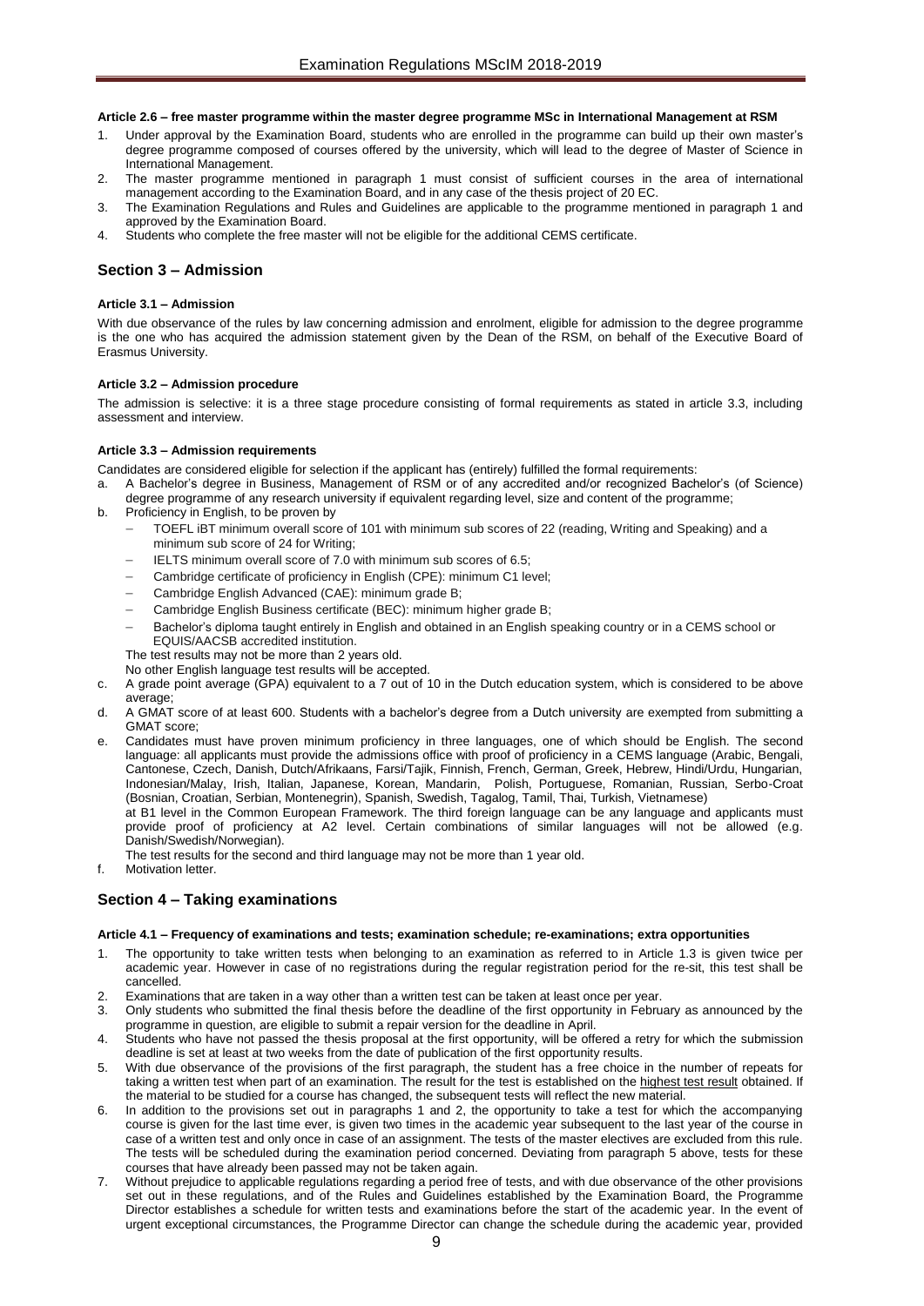#### Article 2.6 – free master programme within the master degree programme MSc in International Management at RSM

1. Under approval by the Examination Board, students who are enrolled in the programme can build up their own master's degree programme composed of courses offered by the university, which will lead to the degree of Master of Science in International Management.
2. The master programme mentioned in paragraph 1 must consist of sufficient courses in the area of international management according to the Examination Board, and in any case of the thesis project of 20 EC.
3. The Examination Regulations and Rules and Guidelines are applicable to the programme mentioned in paragraph 1 and approved by the Examination Board.
4. Students who complete the free master will not be eligible for the additional CEMS certificate.

## Section 3 – Admission

#### Article 3.1 – Admission

With due observance of the rules by law concerning admission and enrolment, eligible for admission to the degree programme is the one who has acquired the admission statement given by the Dean of the RSM, on behalf of the Executive Board of Erasmus University.

#### Article 3.2 – Admission procedure

The admission is selective: it is a three stage procedure consisting of formal requirements as stated in article 3.3, including assessment and interview.

#### Article 3.3 – Admission requirements

Candidates are considered eligible for selection if the applicant has (entirely) fulfilled the formal requirements:

a. A Bachelor's degree in Business, Management of RSM or of any accredited and/or recognized Bachelor's (of Science) degree programme of any research university if equivalent regarding level, size and content of the programme;
b. Proficiency in English, to be proven by
   - TOEFL iBT minimum overall score of 101 with minimum sub scores of 22 (reading, Writing and Speaking) and a minimum sub score of 24 for Writing;
   - IELTS minimum overall score of 7.0 with minimum sub scores of 6.5;
   - Cambridge certificate of proficiency in English (CPE): minimum C1 level;
   - Cambridge English Advanced (CAE): minimum grade B;
   - Cambridge English Business certificate (BEC): minimum higher grade B;
   - Bachelor's diploma taught entirely in English and obtained in an English speaking country or in a CEMS school or EQUIS/AACSB accredited institution.

   The test results may not be more than 2 years old.
   No other English language test results will be accepted.
c. A grade point average (GPA) equivalent to a 7 out of 10 in the Dutch education system, which is considered to be above average;
d. A GMAT score of at least 600. Students with a bachelor's degree from a Dutch university are exempted from submitting a GMAT score;
e. Candidates must have proven minimum proficiency in three languages, one of which should be English. The second language: all applicants must provide the admissions office with proof of proficiency in a CEMS language (Arabic, Bengali, Cantonese, Czech, Danish, Dutch/Afrikaans, Farsi/Tajik, Finnish, French, German, Greek, Hebrew, Hindi/Urdu, Hungarian, Indonesian/Malay, Irish, Italian, Japanese, Korean, Mandarin, Polish, Portuguese, Romanian, Russian, Serbo-Croat (Bosnian, Croatian, Serbian, Montenegrin), Spanish, Swedish, Tagalog, Tamil, Thai, Turkish, Vietnamese) at B1 level in the Common European Framework. The third foreign language can be any language and applicants must provide proof of proficiency at A2 level. Certain combinations of similar languages will not be allowed (e.g. Danish/Swedish/Norwegian).

   The test results for the second and third language may not be more than 1 year old.
f. Motivation letter.

## Section 4 – Taking examinations

#### Article 4.1 – Frequency of examinations and tests; examination schedule; re-examinations; extra opportunities

1. The opportunity to take written tests when belonging to an examination as referred to in Article 1.3 is given twice per academic year. However in case of no registrations during the regular registration period for the re-sit, this test shall be cancelled.
2. Examinations that are taken in a way other than a written test can be taken at least once per year.
3. Only students who submitted the final thesis before the deadline of the first opportunity in February as announced by the programme in question, are eligible to submit a repair version for the deadline in April.
4. Students who have not passed the thesis proposal at the first opportunity, will be offered a retry for which the submission deadline is set at least at two weeks from the date of publication of the first opportunity results.
5. With due observance of the provisions of the first paragraph, the student has a free choice in the number of repeats for taking a written test when part of an examination. The result for the test is established on the highest test result obtained. If the material to be studied for a course has changed, the subsequent tests will reflect the new material.
6. In addition to the provisions set out in paragraphs 1 and 2, the opportunity to take a test for which the accompanying course is given for the last time ever, is given two times in the academic year subsequent to the last year of the course in case of a written test and only once in case of an assignment. The tests of the master electives are excluded from this rule. The tests will be scheduled during the examination period concerned. Deviating from paragraph 5 above, tests for these courses that have already been passed may not be taken again.
7. Without prejudice to applicable regulations regarding a period free of tests, and with due observance of the other provisions set out in these regulations, and of the Rules and Guidelines established by the Examination Board, the Programme Director establishes a schedule for written tests and examinations before the start of the academic year. In the event of urgent exceptional circumstances, the Programme Director can change the schedule during the academic year, provided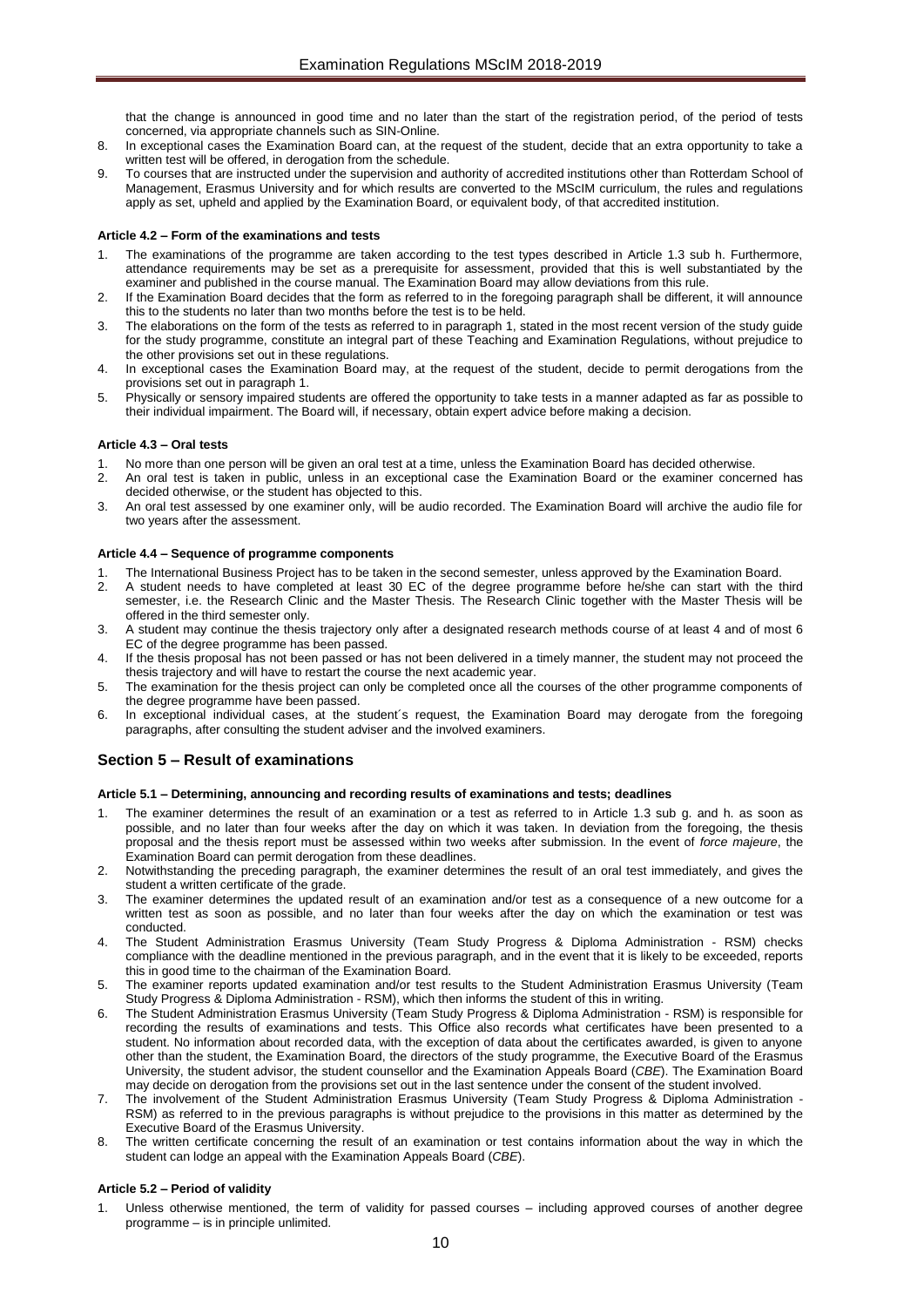that the change is announced in good time and no later than the start of the registration period, of the period of tests concerned, via appropriate channels such as SIN-Online.

8. In exceptional cases the Examination Board can, at the request of the student, decide that an extra opportunity to take a written test will be offered, in derogation from the schedule.
9. To courses that are instructed under the supervision and authority of accredited institutions other than Rotterdam School of Management, Erasmus University and for which results are converted to the MScIM curriculum, the rules and regulations apply as set, upheld and applied by the Examination Board, or equivalent body, of that accredited institution.

#### Article 4.2 – Form of the examinations and tests

1. The examinations of the programme are taken according to the test types described in Article 1.3 sub h. Furthermore, attendance requirements may be set as a prerequisite for assessment, provided that this is well substantiated by the examiner and published in the course manual. The Examination Board may allow deviations from this rule.
2. If the Examination Board decides that the form as referred to in the foregoing paragraph shall be different, it will announce this to the students no later than two months before the test is to be held.
3. The elaborations on the form of the tests as referred to in paragraph 1, stated in the most recent version of the study guide for the study programme, constitute an integral part of these Teaching and Examination Regulations, without prejudice to the other provisions set out in these regulations.
4. In exceptional cases the Examination Board may, at the request of the student, decide to permit derogations from the provisions set out in paragraph 1.
5. Physically or sensory impaired students are offered the opportunity to take tests in a manner adapted as far as possible to their individual impairment. The Board will, if necessary, obtain expert advice before making a decision.

#### Article 4.3 – Oral tests

1. No more than one person will be given an oral test at a time, unless the Examination Board has decided otherwise.
2. An oral test is taken in public, unless in an exceptional case the Examination Board or the examiner concerned has decided otherwise, or the student has objected to this.
3. An oral test assessed by one examiner only, will be audio recorded. The Examination Board will archive the audio file for two years after the assessment.

#### Article 4.4 – Sequence of programme components

1. The International Business Project has to be taken in the second semester, unless approved by the Examination Board.
2. A student needs to have completed at least 30 EC of the degree programme before he/she can start with the third semester, i.e. the Research Clinic and the Master Thesis. The Research Clinic together with the Master Thesis will be offered in the third semester only.
3. A student may continue the thesis trajectory only after a designated research methods course of at least 4 and of most 6 EC of the degree programme has been passed.
4. If the thesis proposal has not been passed or has not been delivered in a timely manner, the student may not proceed the thesis trajectory and will have to restart the course the next academic year.
5. The examination for the thesis project can only be completed once all the courses of the other programme components of the degree programme have been passed.
6. In exceptional individual cases, at the student´s request, the Examination Board may derogate from the foregoing paragraphs, after consulting the student adviser and the involved examiners.

## Section 5 – Result of examinations

#### Article 5.1 – Determining, announcing and recording results of examinations and tests; deadlines

1. The examiner determines the result of an examination or a test as referred to in Article 1.3 sub g. and h. as soon as possible, and no later than four weeks after the day on which it was taken. In deviation from the foregoing, the thesis proposal and the thesis report must be assessed within two weeks after submission. In the event of *force majeure*, the Examination Board can permit derogation from these deadlines.
2. Notwithstanding the preceding paragraph, the examiner determines the result of an oral test immediately, and gives the student a written certificate of the grade.
3. The examiner determines the updated result of an examination and/or test as a consequence of a new outcome for a written test as soon as possible, and no later than four weeks after the day on which the examination or test was conducted.
4. The Student Administration Erasmus University (Team Study Progress & Diploma Administration - RSM) checks compliance with the deadline mentioned in the previous paragraph, and in the event that it is likely to be exceeded, reports this in good time to the chairman of the Examination Board.
5. The examiner reports updated examination and/or test results to the Student Administration Erasmus University (Team Study Progress & Diploma Administration - RSM), which then informs the student of this in writing.
6. The Student Administration Erasmus University (Team Study Progress & Diploma Administration - RSM) is responsible for recording the results of examinations and tests. This Office also records what certificates have been presented to a student. No information about recorded data, with the exception of data about the certificates awarded, is given to anyone other than the student, the Examination Board, the directors of the study programme, the Executive Board of the Erasmus University, the student advisor, the student counsellor and the Examination Appeals Board (*CBE*). The Examination Board may decide on derogation from the provisions set out in the last sentence under the consent of the student involved.
7. The involvement of the Student Administration Erasmus University (Team Study Progress & Diploma Administration - RSM) as referred to in the previous paragraphs is without prejudice to the provisions in this matter as determined by the Executive Board of the Erasmus University.
8. The written certificate concerning the result of an examination or test contains information about the way in which the student can lodge an appeal with the Examination Appeals Board (*CBE*).

#### Article 5.2 – Period of validity

1. Unless otherwise mentioned, the term of validity for passed courses – including approved courses of another degree programme – is in principle unlimited.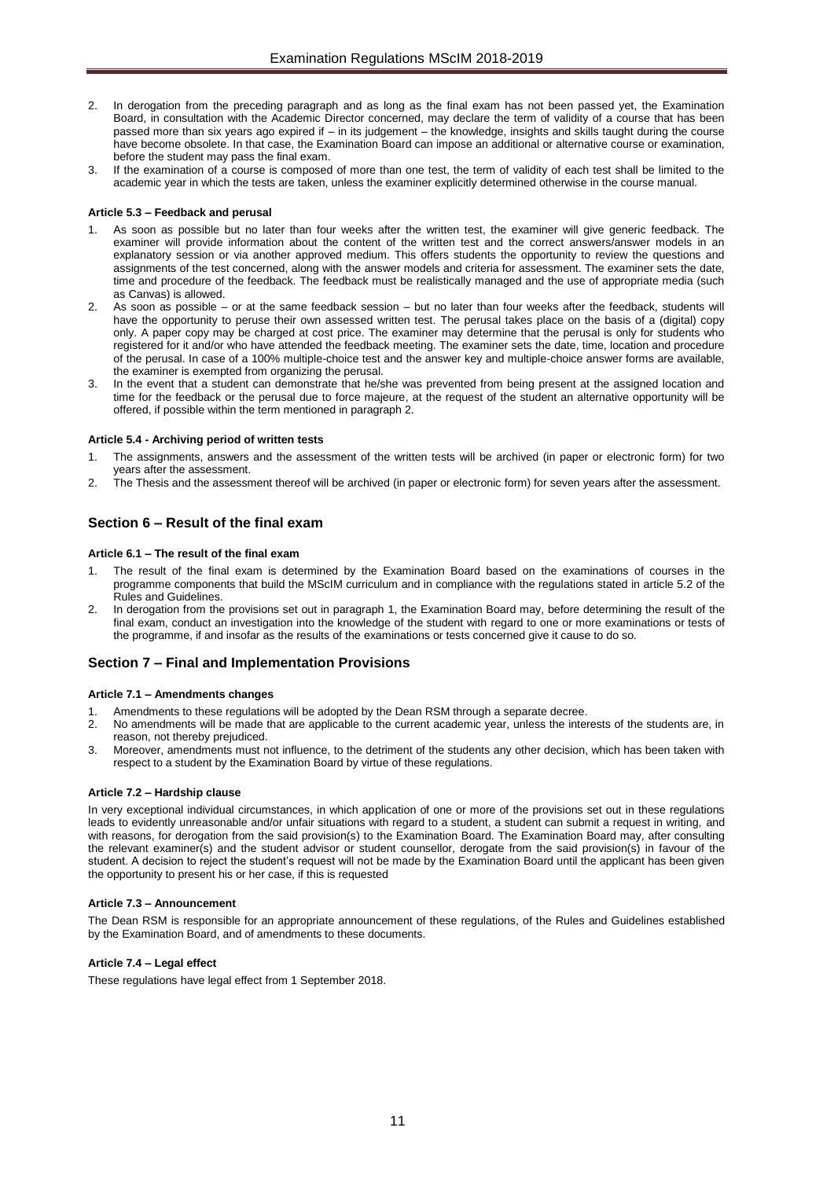2. In derogation from the preceding paragraph and as long as the final exam has not been passed yet, the Examination Board, in consultation with the Academic Director concerned, may declare the term of validity of a course that has been passed more than six years ago expired if – in its judgement – the knowledge, insights and skills taught during the course have become obsolete. In that case, the Examination Board can impose an additional or alternative course or examination, before the student may pass the final exam.
3. If the examination of a course is composed of more than one test, the term of validity of each test shall be limited to the academic year in which the tests are taken, unless the examiner explicitly determined otherwise in the course manual.

#### Article 5.3 – Feedback and perusal

1. As soon as possible but no later than four weeks after the written test, the examiner will give generic feedback. The examiner will provide information about the content of the written test and the correct answers/answer models in an explanatory session or via another approved medium. This offers students the opportunity to review the questions and assignments of the test concerned, along with the answer models and criteria for assessment. The examiner sets the date, time and procedure of the feedback. The feedback must be realistically managed and the use of appropriate media (such as Canvas) is allowed.
2. As soon as possible – or at the same feedback session – but no later than four weeks after the feedback, students will have the opportunity to peruse their own assessed written test. The perusal takes place on the basis of a (digital) copy only. A paper copy may be charged at cost price. The examiner may determine that the perusal is only for students who registered for it and/or who have attended the feedback meeting. The examiner sets the date, time, location and procedure of the perusal. In case of a 100% multiple-choice test and the answer key and multiple-choice answer forms are available, the examiner is exempted from organizing the perusal.
3. In the event that a student can demonstrate that he/she was prevented from being present at the assigned location and time for the feedback or the perusal due to force majeure, at the request of the student an alternative opportunity will be offered, if possible within the term mentioned in paragraph 2.

#### Article 5.4 - Archiving period of written tests

1. The assignments, answers and the assessment of the written tests will be archived (in paper or electronic form) for two years after the assessment.
2. The Thesis and the assessment thereof will be archived (in paper or electronic form) for seven years after the assessment.

## Section 6 – Result of the final exam

#### Article 6.1 – The result of the final exam

1. The result of the final exam is determined by the Examination Board based on the examinations of courses in the programme components that build the MScIM curriculum and in compliance with the regulations stated in article 5.2 of the Rules and Guidelines.
2. In derogation from the provisions set out in paragraph 1, the Examination Board may, before determining the result of the final exam, conduct an investigation into the knowledge of the student with regard to one or more examinations or tests of the programme, if and insofar as the results of the examinations or tests concerned give it cause to do so.

## Section 7 – Final and Implementation Provisions

#### Article 7.1 – Amendments changes

1. Amendments to these regulations will be adopted by the Dean RSM through a separate decree.
2. No amendments will be made that are applicable to the current academic year, unless the interests of the students are, in reason, not thereby prejudiced.
3. Moreover, amendments must not influence, to the detriment of the students any other decision, which has been taken with respect to a student by the Examination Board by virtue of these regulations.

#### Article 7.2 – Hardship clause

In very exceptional individual circumstances, in which application of one or more of the provisions set out in these regulations leads to evidently unreasonable and/or unfair situations with regard to a student, a student can submit a request in writing, and with reasons, for derogation from the said provision(s) to the Examination Board. The Examination Board may, after consulting the relevant examiner(s) and the student advisor or student counsellor, derogate from the said provision(s) in favour of the student. A decision to reject the student's request will not be made by the Examination Board until the applicant has been given the opportunity to present his or her case, if this is requested

#### Article 7.3 – Announcement

The Dean RSM is responsible for an appropriate announcement of these regulations, of the Rules and Guidelines established by the Examination Board, and of amendments to these documents.

#### Article 7.4 – Legal effect

These regulations have legal effect from 1 September 2018.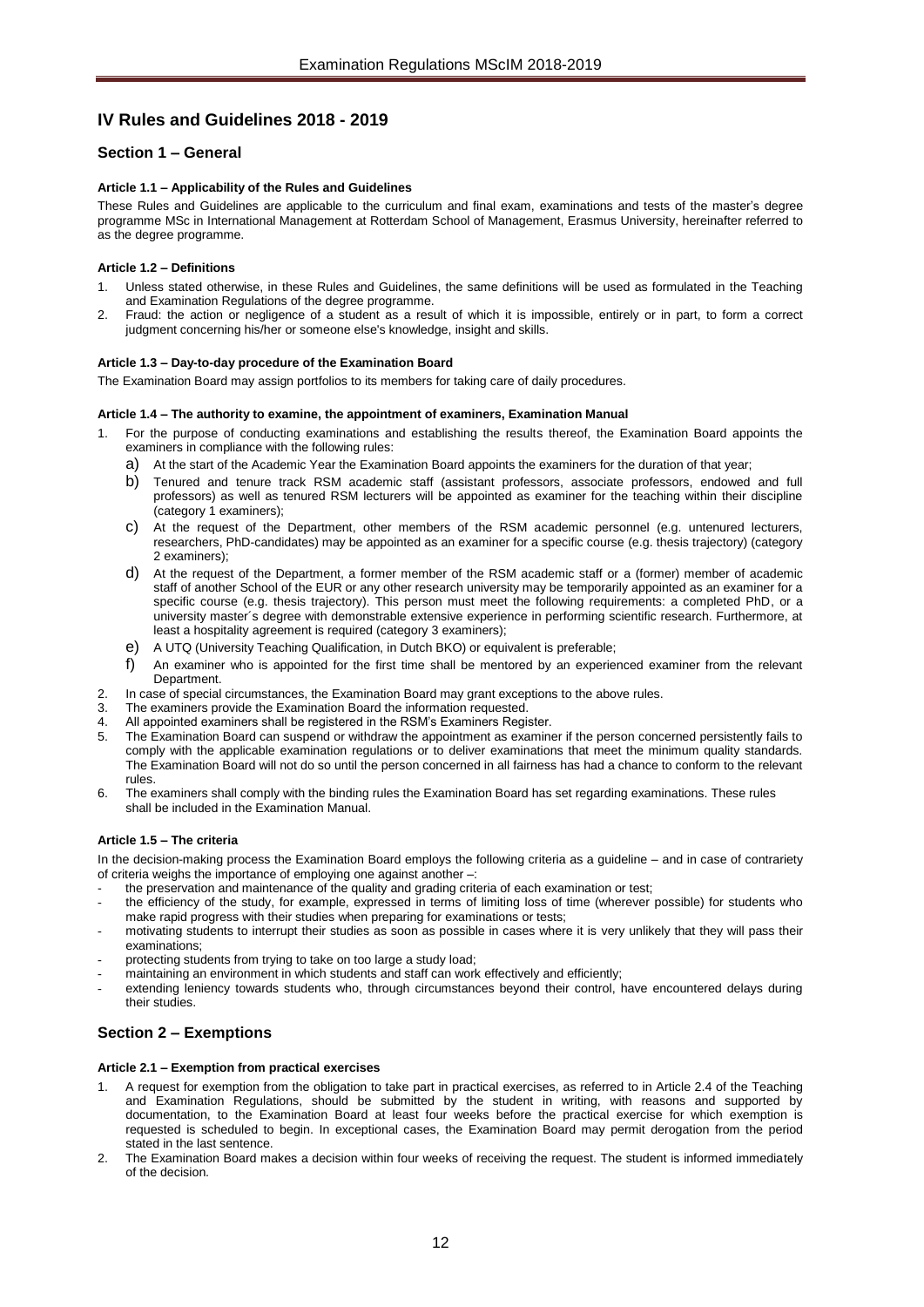# IV Rules and Guidelines 2018 - 2019

## Section 1 – General

#### Article 1.1 – Applicability of the Rules and Guidelines

These Rules and Guidelines are applicable to the curriculum and final exam, examinations and tests of the master's degree programme MSc in International Management at Rotterdam School of Management, Erasmus University, hereinafter referred to as the degree programme.

#### Article 1.2 – Definitions

1. Unless stated otherwise, in these Rules and Guidelines, the same definitions will be used as formulated in the Teaching and Examination Regulations of the degree programme.
2. Fraud: the action or negligence of a student as a result of which it is impossible, entirely or in part, to form a correct judgment concerning his/her or someone else's knowledge, insight and skills.

#### Article 1.3 – Day-to-day procedure of the Examination Board

The Examination Board may assign portfolios to its members for taking care of daily procedures.

#### Article 1.4 – The authority to examine, the appointment of examiners, Examination Manual

1. For the purpose of conducting examinations and establishing the results thereof, the Examination Board appoints the examiners in compliance with the following rules:
   a) At the start of the Academic Year the Examination Board appoints the examiners for the duration of that year;
   b) Tenured and tenure track RSM academic staff (assistant professors, associate professors, endowed and full professors) as well as tenured RSM lecturers will be appointed as examiner for the teaching within their discipline (category 1 examiners);
   c) At the request of the Department, other members of the RSM academic personnel (e.g. untenured lecturers, researchers, PhD-candidates) may be appointed as an examiner for a specific course (e.g. thesis trajectory) (category 2 examiners);
   d) At the request of the Department, a former member of the RSM academic staff or a (former) member of academic staff of another School of the EUR or any other research university may be temporarily appointed as an examiner for a specific course (e.g. thesis trajectory). This person must meet the following requirements: a completed PhD, or a university master´s degree with demonstrable extensive experience in performing scientific research. Furthermore, at least a hospitality agreement is required (category 3 examiners);
   e) A UTQ (University Teaching Qualification, in Dutch BKO) or equivalent is preferable;
   f) An examiner who is appointed for the first time shall be mentored by an experienced examiner from the relevant Department.
2. In case of special circumstances, the Examination Board may grant exceptions to the above rules.
3. The examiners provide the Examination Board the information requested.
4. All appointed examiners shall be registered in the RSM's Examiners Register.
5. The Examination Board can suspend or withdraw the appointment as examiner if the person concerned persistently fails to comply with the applicable examination regulations or to deliver examinations that meet the minimum quality standards. The Examination Board will not do so until the person concerned in all fairness has had a chance to conform to the relevant rules.
6. The examiners shall comply with the binding rules the Examination Board has set regarding examinations. These rules shall be included in the Examination Manual.

#### Article 1.5 – The criteria

In the decision-making process the Examination Board employs the following criteria as a guideline – and in case of contrariety of criteria weighs the importance of employing one against another –:

- the preservation and maintenance of the quality and grading criteria of each examination or test;
- the efficiency of the study, for example, expressed in terms of limiting loss of time (wherever possible) for students who make rapid progress with their studies when preparing for examinations or tests;
- motivating students to interrupt their studies as soon as possible in cases where it is very unlikely that they will pass their examinations;
- protecting students from trying to take on too large a study load;
- maintaining an environment in which students and staff can work effectively and efficiently;
- extending leniency towards students who, through circumstances beyond their control, have encountered delays during their studies.

## Section 2 – Exemptions

#### Article 2.1 – Exemption from practical exercises

1. A request for exemption from the obligation to take part in practical exercises, as referred to in Article 2.4 of the Teaching and Examination Regulations, should be submitted by the student in writing, with reasons and supported by documentation, to the Examination Board at least four weeks before the practical exercise for which exemption is requested is scheduled to begin. In exceptional cases, the Examination Board may permit derogation from the period stated in the last sentence.
2. The Examination Board makes a decision within four weeks of receiving the request. The student is informed immediately of the decision.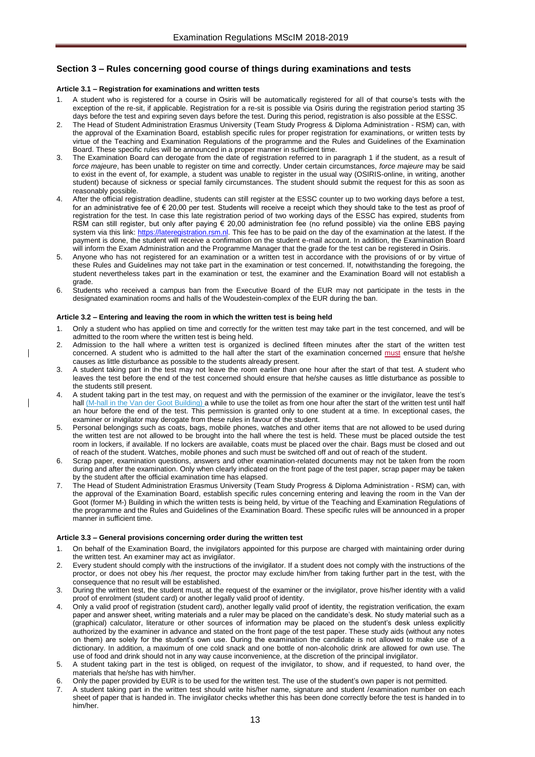## Section 3 – Rules concerning good course of things during examinations and tests

### Article 3.1 – Registration for examinations and written tests

1. A student who is registered for a course in Osiris will be automatically registered for all of that course's tests with the exception of the re-sit, if applicable. Registration for a re-sit is possible via Osiris during the registration period starting 35 days before the test and expiring seven days before the test. During this period, registration is also possible at the ESSC.
2. The Head of Student Administration Erasmus University (Team Study Progress & Diploma Administration - RSM) can, with the approval of the Examination Board, establish specific rules for proper registration for examinations, or written tests by virtue of the Teaching and Examination Regulations of the programme and the Rules and Guidelines of the Examination Board. These specific rules will be announced in a proper manner in sufficient time.
3. The Examination Board can derogate from the date of registration referred to in paragraph 1 if the student, as a result of *force majeure*, has been unable to register on time and correctly. Under certain circumstances, *force majeure* may be said to exist in the event of, for example, a student was unable to register in the usual way (OSIRIS-online, in writing, another student) because of sickness or special family circumstances. The student should submit the request for this as soon as reasonably possible.
4. After the official registration deadline, students can still register at the ESSC counter up to two working days before a test, for an administrative fee of € 20,00 per test. Students will receive a receipt which they should take to the test as proof of registration for the test. In case this late registration period of two working days of the ESSC has expired, students from RSM can still register, but only after paying € 20,00 administration fee (no refund possible) via the online EBS paying system via this link: [https://lateregistration.rsm.nl](https://lateregistration.rsm.nl). This fee has to be paid on the day of the examination at the latest. If the payment is done, the student will receive a confirmation on the student e-mail account. In addition, the Examination Board will inform the Exam Administration and the Programme Manager that the grade for the test can be registered in Osiris.
5. Anyone who has not registered for an examination or a written test in accordance with the provisions of or by virtue of these Rules and Guidelines may not take part in the examination or test concerned. If, notwithstanding the foregoing, the student nevertheless takes part in the examination or test, the examiner and the Examination Board will not establish a grade.
6. Students who received a campus ban from the Executive Board of the EUR may not participate in the tests in the designated examination rooms and halls of the Woudestein-complex of the EUR during the ban.

### Article 3.2 – Entering and leaving the room in which the written test is being held

1. Only a student who has applied on time and correctly for the written test may take part in the test concerned, and will be admitted to the room where the written test is being held.
2. Admission to the hall where a written test is organized is declined fifteen minutes after the start of the written test concerned. A student who is admitted to the hall after the start of the examination concerned must ensure that he/she causes as little disturbance as possible to the students already present.
3. A student taking part in the test may not leave the room earlier than one hour after the start of that test. A student who leaves the test before the end of the test concerned should ensure that he/she causes as little disturbance as possible to the students still present.
4. A student taking part in the test may, on request and with the permission of the examiner or the invigilator, leave the test's hall (M-hall in the Van der Goot Building) a while to use the toilet as from one hour after the start of the written test until half an hour before the end of the test. This permission is granted only to one student at a time. In exceptional cases, the examiner or invigilator may derogate from these rules in favour of the student.
5. Personal belongings such as coats, bags, mobile phones, watches and other items that are not allowed to be used during the written test are not allowed to be brought into the hall where the test is held. These must be placed outside the test room in lockers, if available. If no lockers are available, coats must be placed over the chair. Bags must be closed and out of reach of the student. Watches, mobile phones and such must be switched off and out of reach of the student.
6. Scrap paper, examination questions, answers and other examination-related documents may not be taken from the room during and after the examination. Only when clearly indicated on the front page of the test paper, scrap paper may be taken by the student after the official examination time has elapsed.
7. The Head of Student Administration Erasmus University (Team Study Progress & Diploma Administration - RSM) can, with the approval of the Examination Board, establish specific rules concerning entering and leaving the room in the Van der Goot (former M-) Building in which the written tests is being held, by virtue of the Teaching and Examination Regulations of the programme and the Rules and Guidelines of the Examination Board. These specific rules will be announced in a proper manner in sufficient time.

### Article 3.3 – General provisions concerning order during the written test

1. On behalf of the Examination Board, the invigilators appointed for this purpose are charged with maintaining order during the written test. An examiner may act as invigilator.
2. Every student should comply with the instructions of the invigilator. If a student does not comply with the instructions of the proctor, or does not obey his /her request, the proctor may exclude him/her from taking further part in the test, with the consequence that no result will be established.
3. During the written test, the student must, at the request of the examiner or the invigilator, prove his/her identity with a valid proof of enrolment (student card) or another legally valid proof of identity.
4. Only a valid proof of registration (student card), another legally valid proof of identity, the registration verification, the exam paper and answer sheet, writing materials and a ruler may be placed on the candidate's desk. No study material such as a (graphical) calculator, literature or other sources of information may be placed on the student's desk unless explicitly authorized by the examiner in advance and stated on the front page of the test paper. These study aids (without any notes on them) are solely for the student's own use. During the examination the candidate is not allowed to make use of a dictionary. In addition, a maximum of one cold snack and one bottle of non-alcoholic drink are allowed for own use. The use of food and drink should not in any way cause inconvenience, at the discretion of the principal invigilator.
5. A student taking part in the test is obliged, on request of the invigilator, to show, and if requested, to hand over, the materials that he/she has with him/her.
6. Only the paper provided by EUR is to be used for the written test. The use of the student's own paper is not permitted.
7. A student taking part in the written test should write his/her name, signature and student /examination number on each sheet of paper that is handed in. The invigilator checks whether this has been done correctly before the test is handed in to him/her.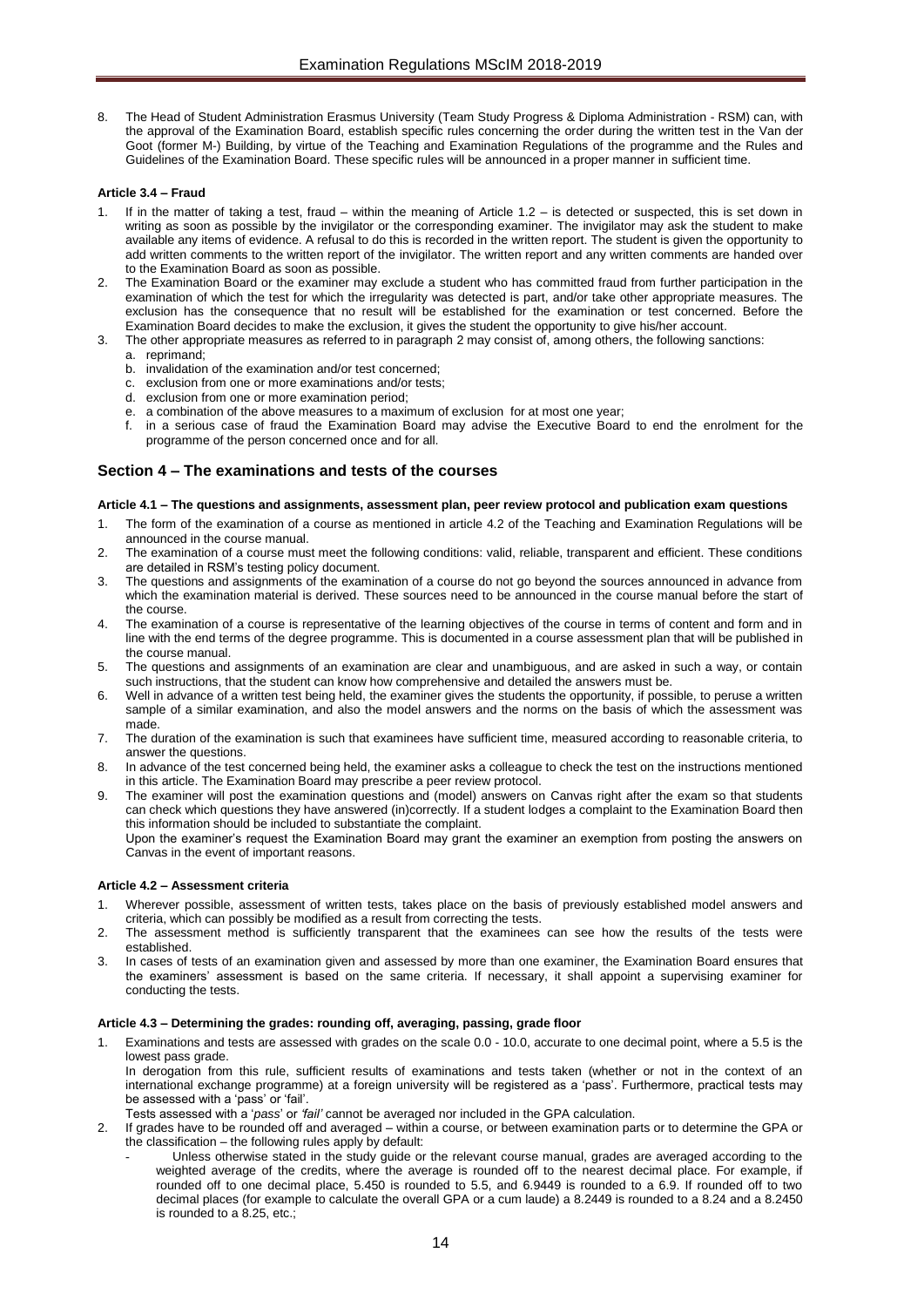8. The Head of Student Administration Erasmus University (Team Study Progress & Diploma Administration - RSM) can, with the approval of the Examination Board, establish specific rules concerning the order during the written test in the Van der Goot (former M-) Building, by virtue of the Teaching and Examination Regulations of the programme and the Rules and Guidelines of the Examination Board. These specific rules will be announced in a proper manner in sufficient time.

#### Article 3.4 – Fraud

1. If in the matter of taking a test, fraud – within the meaning of Article 1.2 – is detected or suspected, this is set down in writing as soon as possible by the invigilator or the corresponding examiner. The invigilator may ask the student to make available any items of evidence. A refusal to do this is recorded in the written report. The student is given the opportunity to add written comments to the written report of the invigilator. The written report and any written comments are handed over to the Examination Board as soon as possible.
2. The Examination Board or the examiner may exclude a student who has committed fraud from further participation in the examination of which the test for which the irregularity was detected is part, and/or take other appropriate measures. The exclusion has the consequence that no result will be established for the examination or test concerned. Before the Examination Board decides to make the exclusion, it gives the student the opportunity to give his/her account.
3. The other appropriate measures as referred to in paragraph 2 may consist of, among others, the following sanctions:
   a. reprimand;
   b. invalidation of the examination and/or test concerned;
   c. exclusion from one or more examinations and/or tests;
   d. exclusion from one or more examination period;
   e. a combination of the above measures to a maximum of exclusion for at most one year;
   f. in a serious case of fraud the Examination Board may advise the Executive Board to end the enrolment for the programme of the person concerned once and for all.

## Section 4 – The examinations and tests of the courses

#### Article 4.1 – The questions and assignments, assessment plan, peer review protocol and publication exam questions

1. The form of the examination of a course as mentioned in article 4.2 of the Teaching and Examination Regulations will be announced in the course manual.
2. The examination of a course must meet the following conditions: valid, reliable, transparent and efficient. These conditions are detailed in RSM's testing policy document.
3. The questions and assignments of the examination of a course do not go beyond the sources announced in advance from which the examination material is derived. These sources need to be announced in the course manual before the start of the course.
4. The examination of a course is representative of the learning objectives of the course in terms of content and form and in line with the end terms of the degree programme. This is documented in a course assessment plan that will be published in the course manual.
5. The questions and assignments of an examination are clear and unambiguous, and are asked in such a way, or contain such instructions, that the student can know how comprehensive and detailed the answers must be.
6. Well in advance of a written test being held, the examiner gives the students the opportunity, if possible, to peruse a written sample of a similar examination, and also the model answers and the norms on the basis of which the assessment was made.
7. The duration of the examination is such that examinees have sufficient time, measured according to reasonable criteria, to answer the questions.
8. In advance of the test concerned being held, the examiner asks a colleague to check the test on the instructions mentioned in this article. The Examination Board may prescribe a peer review protocol.
9. The examiner will post the examination questions and (model) answers on Canvas right after the exam so that students can check which questions they have answered (in)correctly. If a student lodges a complaint to the Examination Board then this information should be included to substantiate the complaint.
   Upon the examiner's request the Examination Board may grant the examiner an exemption from posting the answers on Canvas in the event of important reasons.

#### Article 4.2 – Assessment criteria

1. Wherever possible, assessment of written tests, takes place on the basis of previously established model answers and criteria, which can possibly be modified as a result from correcting the tests.
2. The assessment method is sufficiently transparent that the examinees can see how the results of the tests were established.
3. In cases of tests of an examination given and assessed by more than one examiner, the Examination Board ensures that the examiners' assessment is based on the same criteria. If necessary, it shall appoint a supervising examiner for conducting the tests.

#### Article 4.3 – Determining the grades: rounding off, averaging, passing, grade floor

1. Examinations and tests are assessed with grades on the scale 0.0 - 10.0, accurate to one decimal point, where a 5.5 is the lowest pass grade.
   In derogation from this rule, sufficient results of examinations and tests taken (whether or not in the context of an international exchange programme) at a foreign university will be registered as a 'pass'. Furthermore, practical tests may be assessed with a 'pass' or 'fail'.
   Tests assessed with a '*pass*' or *'fail'* cannot be averaged nor included in the GPA calculation.
2. If grades have to be rounded off and averaged – within a course, or between examination parts or to determine the GPA or the classification – the following rules apply by default:
   - Unless otherwise stated in the study guide or the relevant course manual, grades are averaged according to the weighted average of the credits, where the average is rounded off to the nearest decimal place. For example, if rounded off to one decimal place, 5.450 is rounded to 5.5, and 6.9449 is rounded to a 6.9. If rounded off to two decimal places (for example to calculate the overall GPA or a cum laude) a 8.2449 is rounded to a 8.24 and a 8.2450 is rounded to a 8.25, etc.;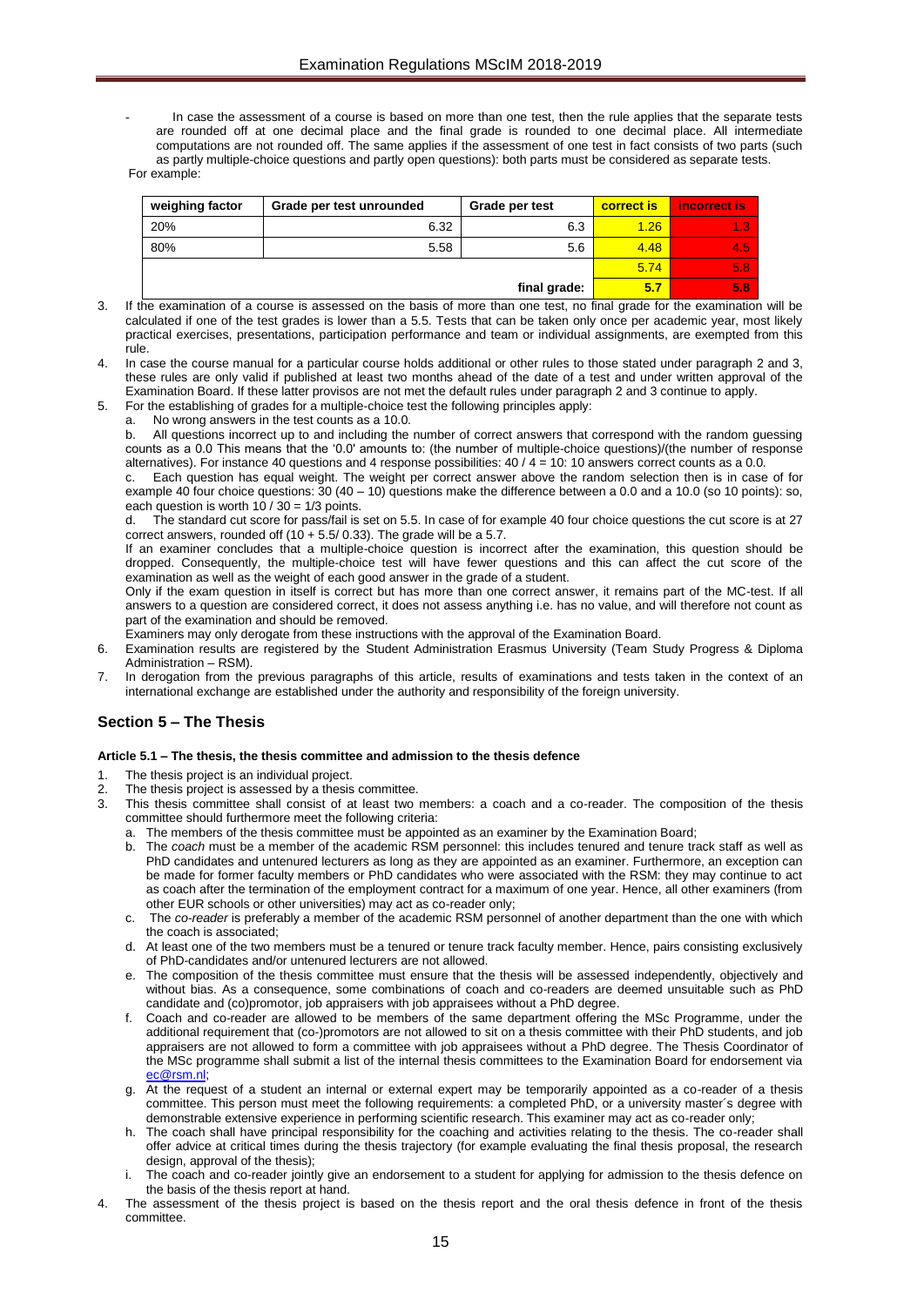- In case the assessment of a course is based on more than one test, then the rule applies that the separate tests are rounded off at one decimal place and the final grade is rounded to one decimal place. All intermediate computations are not rounded off. The same applies if the assessment of one test in fact consists of two parts (such as partly multiple-choice questions and partly open questions): both parts must be considered as separate tests.

For example:

| weighing factor | Grade per test unrounded | Grade per test | correct is | incorrect is |
|---|---|---|---|---|
| 20% | 6.32 | 6.3 | 1.26 | 1.3 |
| 80% | 5.58 | 5.6 | 4.48 | 4.5 |
| | | | 5.74 | 5.8 |
| | | final grade: | 5.7 | 5.8 |

3. If the examination of a course is assessed on the basis of more than one test, no final grade for the examination will be calculated if one of the test grades is lower than a 5.5. Tests that can be taken only once per academic year, most likely practical exercises, presentations, participation performance and team or individual assignments, are exempted from this rule.
4. In case the course manual for a particular course holds additional or other rules to those stated under paragraph 2 and 3, these rules are only valid if published at least two months ahead of the date of a test and under written approval of the Examination Board. If these latter provisos are not met the default rules under paragraph 2 and 3 continue to apply.
5. For the establishing of grades for a multiple-choice test the following principles apply:
   a. No wrong answers in the test counts as a 10.0.
   b. All questions incorrect up to and including the number of correct answers that correspond with the random guessing counts as a 0.0 This means that the '0.0' amounts to: (the number of multiple-choice questions)/(the number of response alternatives). For instance 40 questions and 4 response possibilities: 40 / 4 = 10: 10 answers correct counts as a 0.0.
   c. Each question has equal weight. The weight per correct answer above the random selection then is in case of for example 40 four choice questions: 30 (40 – 10) questions make the difference between a 0.0 and a 10.0 (so 10 points): so, each question is worth 10 / 30 = 1/3 points.
   d. The standard cut score for pass/fail is set on 5.5. In case of for example 40 four choice questions the cut score is at 27 correct answers, rounded off (10 + 5.5/ 0.33). The grade will be a 5.7.

   If an examiner concludes that a multiple-choice question is incorrect after the examination, this question should be dropped. Consequently, the multiple-choice test will have fewer questions and this can affect the cut score of the examination as well as the weight of each good answer in the grade of a student.

   Only if the exam question in itself is correct but has more than one correct answer, it remains part of the MC-test. If all answers to a question are considered correct, it does not assess anything i.e. has no value, and will therefore not count as part of the examination and should be removed.

   Examiners may only derogate from these instructions with the approval of the Examination Board.
6. Examination results are registered by the Student Administration Erasmus University (Team Study Progress & Diploma Administration – RSM).
7. In derogation from the previous paragraphs of this article, results of examinations and tests taken in the context of an international exchange are established under the authority and responsibility of the foreign university.

## Section 5 – The Thesis

#### Article 5.1 – The thesis, the thesis committee and admission to the thesis defence

1. The thesis project is an individual project.
2. The thesis project is assessed by a thesis committee.
3. This thesis committee shall consist of at least two members: a coach and a co-reader. The composition of the thesis committee should furthermore meet the following criteria:
   a. The members of the thesis committee must be appointed as an examiner by the Examination Board;
   b. The *coach* must be a member of the academic RSM personnel: this includes tenured and tenure track staff as well as PhD candidates and untenured lecturers as long as they are appointed as an examiner. Furthermore, an exception can be made for former faculty members or PhD candidates who were associated with the RSM: they may continue to act as coach after the termination of the employment contract for a maximum of one year. Hence, all other examiners (from other EUR schools or other universities) may act as co-reader only;
   c. The *co-reader* is preferably a member of the academic RSM personnel of another department than the one with which the coach is associated;
   d. At least one of the two members must be a tenured or tenure track faculty member. Hence, pairs consisting exclusively of PhD-candidates and/or untenured lecturers are not allowed.
   e. The composition of the thesis committee must ensure that the thesis will be assessed independently, objectively and without bias. As a consequence, some combinations of coach and co-readers are deemed unsuitable such as PhD candidate and (co)promotor, job appraisers with job appraisees without a PhD degree.
   f. Coach and co-reader are allowed to be members of the same department offering the MSc Programme, under the additional requirement that (co-)promotors are not allowed to sit on a thesis committee with their PhD students, and job appraisers are not allowed to form a committee with job appraisees without a PhD degree. The Thesis Coordinator of the MSc programme shall submit a list of the internal thesis committees to the Examination Board for endorsement via ec@rsm.nl;
   g. At the request of a student an internal or external expert may be temporarily appointed as a co-reader of a thesis committee. This person must meet the following requirements: a completed PhD, or a university master´s degree with demonstrable extensive experience in performing scientific research. This examiner may act as co-reader only;
   h. The coach shall have principal responsibility for the coaching and activities relating to the thesis. The co-reader shall offer advice at critical times during the thesis trajectory (for example evaluating the final thesis proposal, the research design, approval of the thesis);
   i. The coach and co-reader jointly give an endorsement to a student for applying for admission to the thesis defence on the basis of the thesis report at hand.
4. The assessment of the thesis project is based on the thesis report and the oral thesis defence in front of the thesis committee.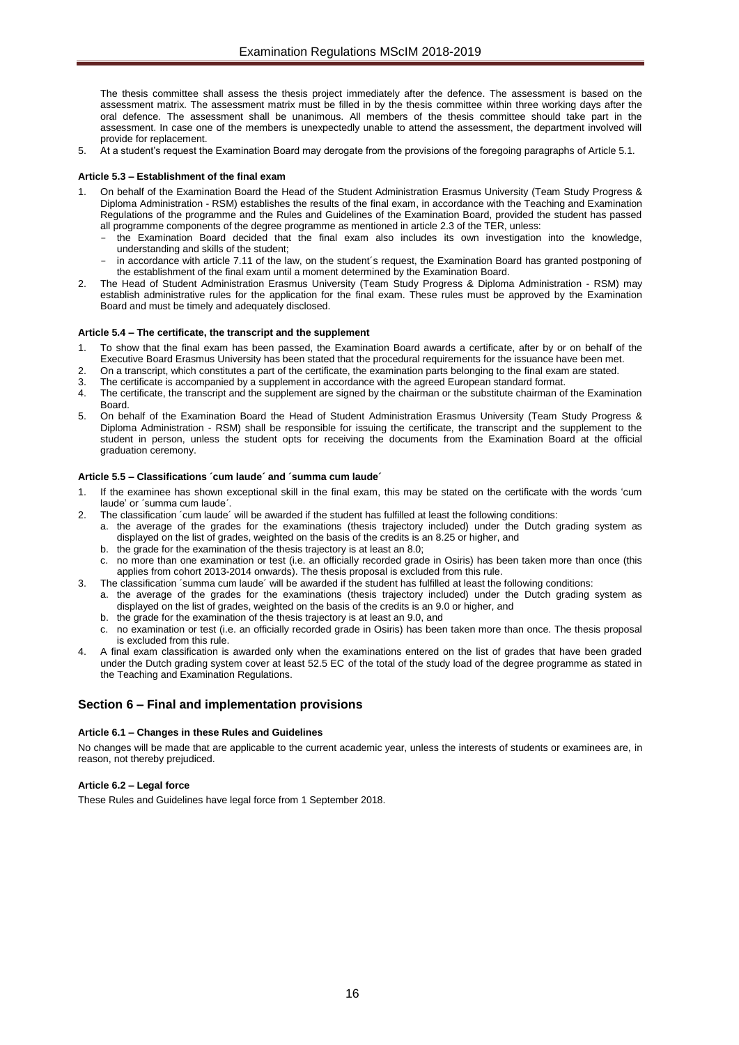The thesis committee shall assess the thesis project immediately after the defence. The assessment is based on the assessment matrix. The assessment matrix must be filled in by the thesis committee within three working days after the oral defence. The assessment shall be unanimous. All members of the thesis committee should take part in the assessment. In case one of the members is unexpectedly unable to attend the assessment, the department involved will provide for replacement.

5. At a student's request the Examination Board may derogate from the provisions of the foregoing paragraphs of Article 5.1.

#### Article 5.3 – Establishment of the final exam

1. On behalf of the Examination Board the Head of the Student Administration Erasmus University (Team Study Progress & Diploma Administration - RSM) establishes the results of the final exam, in accordance with the Teaching and Examination Regulations of the programme and the Rules and Guidelines of the Examination Board, provided the student has passed all programme components of the degree programme as mentioned in article 2.3 of the TER, unless:
   - the Examination Board decided that the final exam also includes its own investigation into the knowledge, understanding and skills of the student;
   - in accordance with article 7.11 of the law, on the student´s request, the Examination Board has granted postponing of the establishment of the final exam until a moment determined by the Examination Board.
2. The Head of Student Administration Erasmus University (Team Study Progress & Diploma Administration - RSM) may establish administrative rules for the application for the final exam. These rules must be approved by the Examination Board and must be timely and adequately disclosed.

#### Article 5.4 – The certificate, the transcript and the supplement

1. To show that the final exam has been passed, the Examination Board awards a certificate, after by or on behalf of the Executive Board Erasmus University has been stated that the procedural requirements for the issuance have been met.
2. On a transcript, which constitutes a part of the certificate, the examination parts belonging to the final exam are stated.
3. The certificate is accompanied by a supplement in accordance with the agreed European standard format.
4. The certificate, the transcript and the supplement are signed by the chairman or the substitute chairman of the Examination Board.
5. On behalf of the Examination Board the Head of Student Administration Erasmus University (Team Study Progress & Diploma Administration - RSM) shall be responsible for issuing the certificate, the transcript and the supplement to the student in person, unless the student opts for receiving the documents from the Examination Board at the official graduation ceremony.

#### Article 5.5 – Classifications ´cum laude´ and ´summa cum laude´

1. If the examinee has shown exceptional skill in the final exam, this may be stated on the certificate with the words 'cum laude' or ´summa cum laude´.
2. The classification ´cum laude´ will be awarded if the student has fulfilled at least the following conditions:
   a. the average of the grades for the examinations (thesis trajectory included) under the Dutch grading system as displayed on the list of grades, weighted on the basis of the credits is an 8.25 or higher, and
   b. the grade for the examination of the thesis trajectory is at least an 8.0;
   c. no more than one examination or test (i.e. an officially recorded grade in Osiris) has been taken more than once (this applies from cohort 2013-2014 onwards). The thesis proposal is excluded from this rule.
3. The classification ´summa cum laude´ will be awarded if the student has fulfilled at least the following conditions:
   a. the average of the grades for the examinations (thesis trajectory included) under the Dutch grading system as displayed on the list of grades, weighted on the basis of the credits is an 9.0 or higher, and
   b. the grade for the examination of the thesis trajectory is at least an 9.0, and
   c. no examination or test (i.e. an officially recorded grade in Osiris) has been taken more than once. The thesis proposal is excluded from this rule.
4. A final exam classification is awarded only when the examinations entered on the list of grades that have been graded under the Dutch grading system cover at least 52.5 EC of the total of the study load of the degree programme as stated in the Teaching and Examination Regulations.

## Section 6 – Final and implementation provisions

#### Article 6.1 – Changes in these Rules and Guidelines

No changes will be made that are applicable to the current academic year, unless the interests of students or examinees are, in reason, not thereby prejudiced.

#### Article 6.2 – Legal force

These Rules and Guidelines have legal force from 1 September 2018.